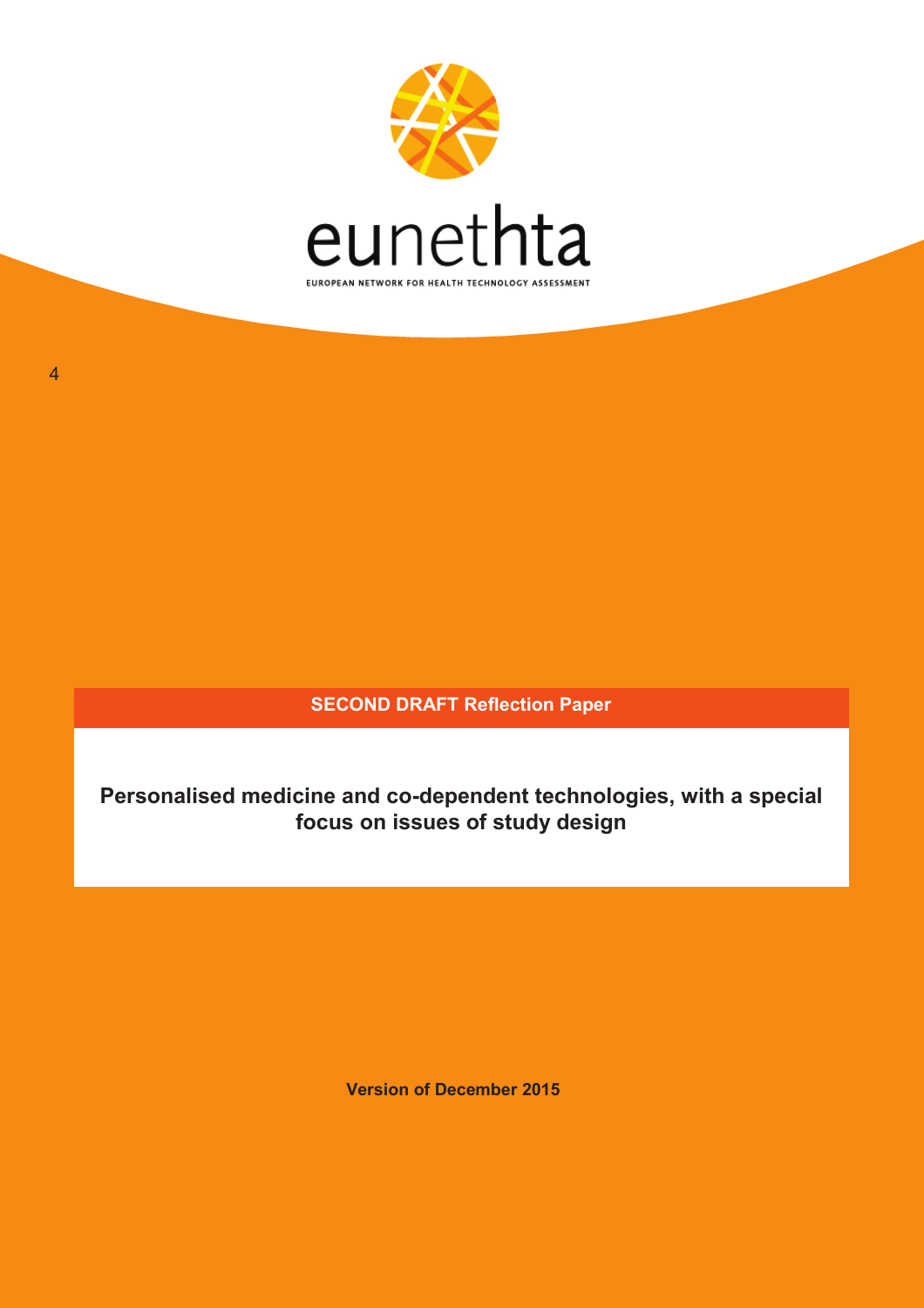eunethta

EUROPEAN NETWORK FOR HEALTH TECHNOLOGY ASSESSMENT

4

**SECOND DRAFT Reflection Paper**

# Personalised medicine and co-dependent technologies, with a special focus on issues of study design

**Version of December 2015**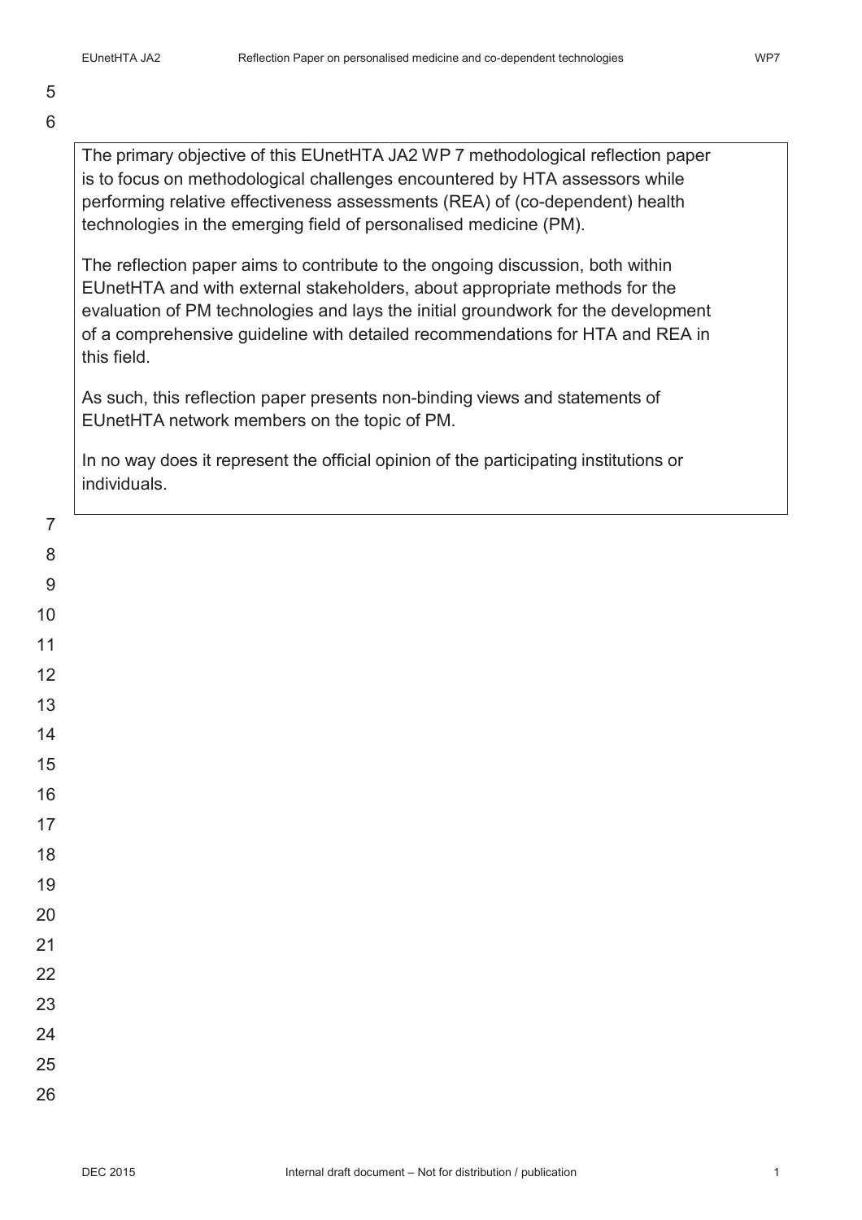The primary objective of this EUnetHTA JA2 WP 7 methodological reflection paper is to focus on methodological challenges encountered by HTA assessors while performing relative effectiveness assessments (REA) of (co-dependent) health technologies in the emerging field of personalised medicine (PM).

The reflection paper aims to contribute to the ongoing discussion, both within EUnetHTA and with external stakeholders, about appropriate methods for the evaluation of PM technologies and lays the initial groundwork for the development of a comprehensive guideline with detailed recommendations for HTA and REA in this field.

As such, this reflection paper presents non-binding views and statements of EUnetHTA network members on the topic of PM.

In no way does it represent the official opinion of the participating institutions or individuals.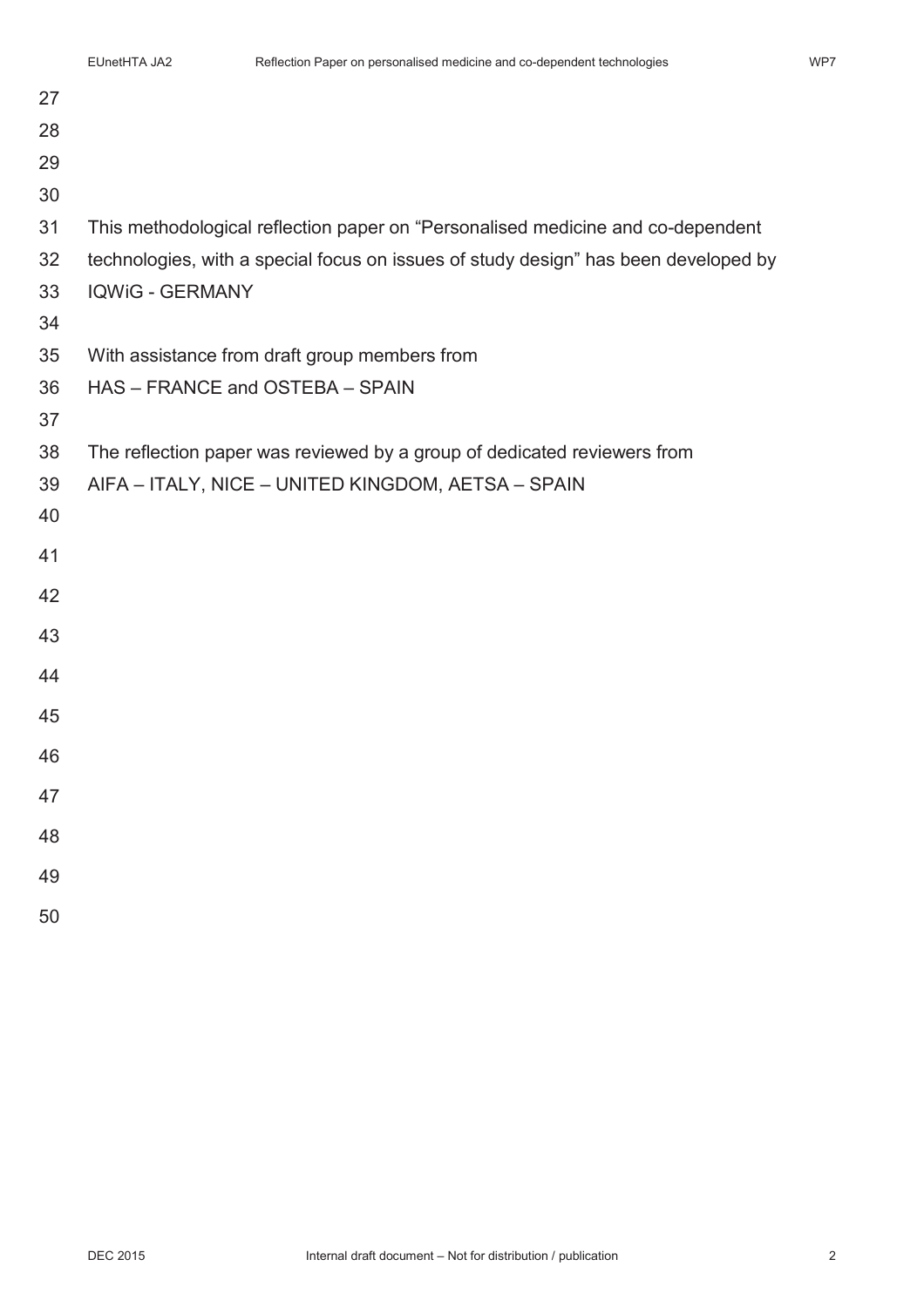This methodological reflection paper on "Personalised medicine and co-dependent technologies, with a special focus on issues of study design" has been developed by IQWiG - GERMANY

With assistance from draft group members from HAS – FRANCE and OSTEBA – SPAIN

The reflection paper was reviewed by a group of dedicated reviewers from AIFA – ITALY, NICE – UNITED KINGDOM, AETSA – SPAIN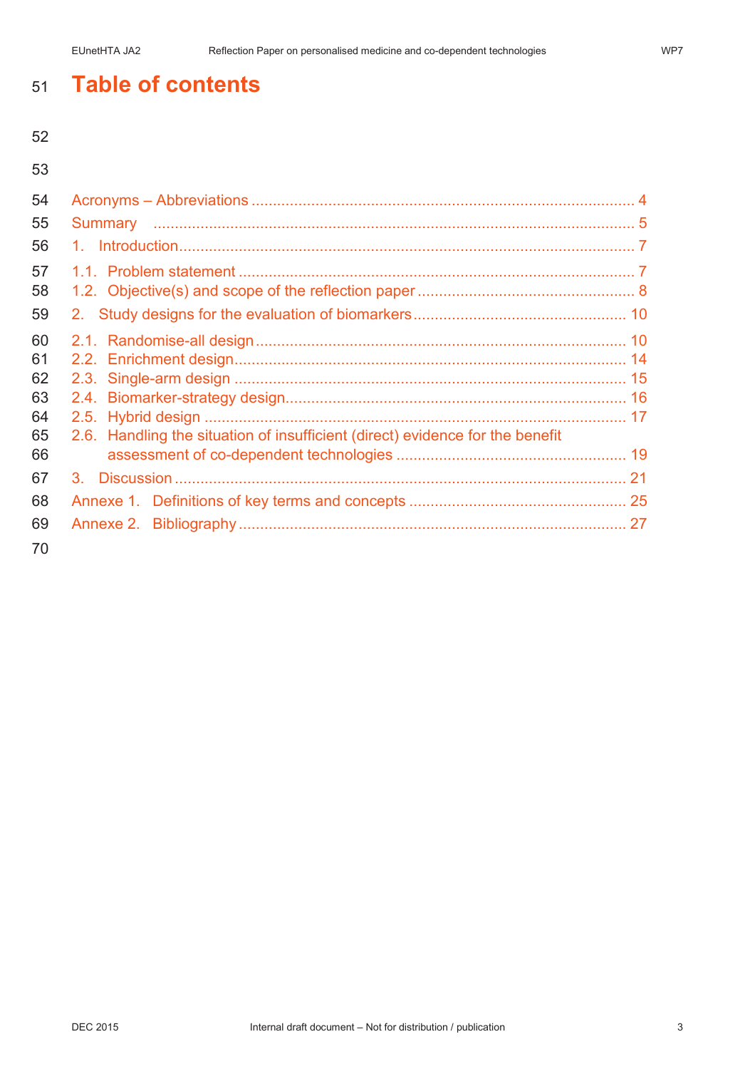# Table of contents

Acronyms – Abbreviations ........................................................................................ 4

Summary ................................................................................................................ 5

1. Introduction........................................................................................................ 7

1.1. Problem statement .......................................................................................... 7

1.2. Objective(s) and scope of the reflection paper .................................................. 8

2. Study designs for the evaluation of biomarkers ................................................. 10

2.1. Randomise-all design ..................................................................................... 10

2.2. Enrichment design.......................................................................................... 14

2.3. Single-arm design .......................................................................................... 15

2.4. Biomarker-strategy design............................................................................... 16

2.5. Hybrid design ................................................................................................. 17

2.6. Handling the situation of insufficient (direct) evidence for the benefit assessment of co-dependent technologies ..................................................... 19

3. Discussion ........................................................................................................ 21

Annexe 1. Definitions of key terms and concepts .................................................. 25

Annexe 2. Bibliography ......................................................................................... 27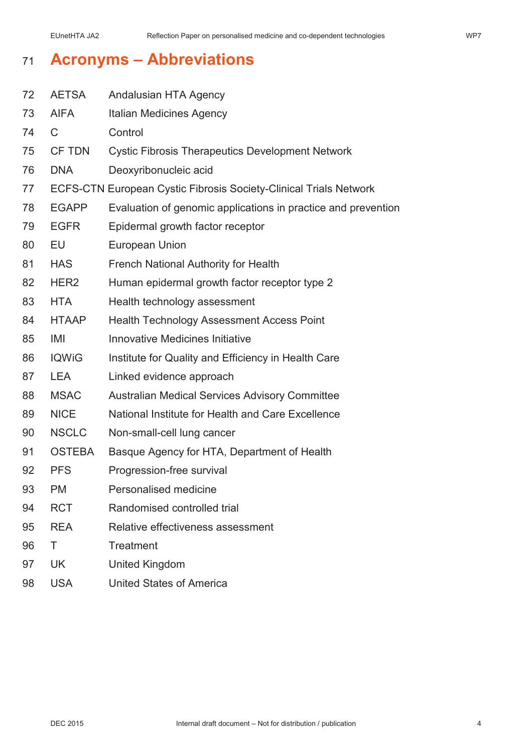# Acronyms – Abbreviations

| | |
|---|---|
| AETSA | Andalusian HTA Agency |
| AIFA | Italian Medicines Agency |
| C | Control |
| CF TDN | Cystic Fibrosis Therapeutics Development Network |
| DNA | Deoxyribonucleic acid |
| ECFS-CTN | European Cystic Fibrosis Society-Clinical Trials Network |
| EGAPP | Evaluation of genomic applications in practice and prevention |
| EGFR | Epidermal growth factor receptor |
| EU | European Union |
| HAS | French National Authority for Health |
| HER2 | Human epidermal growth factor receptor type 2 |
| HTA | Health technology assessment |
| HTAAP | Health Technology Assessment Access Point |
| IMI | Innovative Medicines Initiative |
| IQWiG | Institute for Quality and Efficiency in Health Care |
| LEA | Linked evidence approach |
| MSAC | Australian Medical Services Advisory Committee |
| NICE | National Institute for Health and Care Excellence |
| NSCLC | Non-small-cell lung cancer |
| OSTEBA | Basque Agency for HTA, Department of Health |
| PFS | Progression-free survival |
| PM | Personalised medicine |
| RCT | Randomised controlled trial |
| REA | Relative effectiveness assessment |
| T | Treatment |
| UK | United Kingdom |
| USA | United States of America |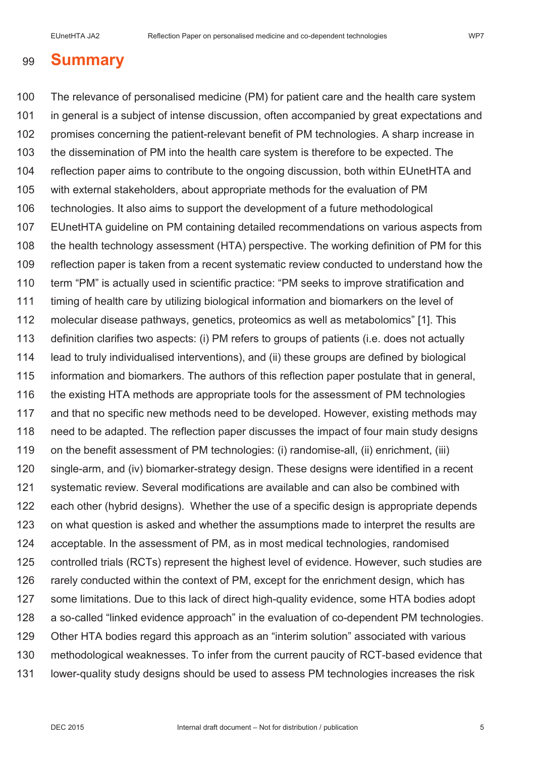# Summary

The relevance of personalised medicine (PM) for patient care and the health care system in general is a subject of intense discussion, often accompanied by great expectations and promises concerning the patient-relevant benefit of PM technologies. A sharp increase in the dissemination of PM into the health care system is therefore to be expected. The reflection paper aims to contribute to the ongoing discussion, both within EUnetHTA and with external stakeholders, about appropriate methods for the evaluation of PM technologies. It also aims to support the development of a future methodological EUnetHTA guideline on PM containing detailed recommendations on various aspects from the health technology assessment (HTA) perspective. The working definition of PM for this reflection paper is taken from a recent systematic review conducted to understand how the term "PM" is actually used in scientific practice: "PM seeks to improve stratification and timing of health care by utilizing biological information and biomarkers on the level of molecular disease pathways, genetics, proteomics as well as metabolomics" [1]. This definition clarifies two aspects: (i) PM refers to groups of patients (i.e. does not actually lead to truly individualised interventions), and (ii) these groups are defined by biological information and biomarkers. The authors of this reflection paper postulate that in general, the existing HTA methods are appropriate tools for the assessment of PM technologies and that no specific new methods need to be developed. However, existing methods may need to be adapted. The reflection paper discusses the impact of four main study designs on the benefit assessment of PM technologies: (i) randomise-all, (ii) enrichment, (iii) single-arm, and (iv) biomarker-strategy design. These designs were identified in a recent systematic review. Several modifications are available and can also be combined with each other (hybrid designs). Whether the use of a specific design is appropriate depends on what question is asked and whether the assumptions made to interpret the results are acceptable. In the assessment of PM, as in most medical technologies, randomised controlled trials (RCTs) represent the highest level of evidence. However, such studies are rarely conducted within the context of PM, except for the enrichment design, which has some limitations. Due to this lack of direct high-quality evidence, some HTA bodies adopt a so-called "linked evidence approach" in the evaluation of co-dependent PM technologies. Other HTA bodies regard this approach as an "interim solution" associated with various methodological weaknesses. To infer from the current paucity of RCT-based evidence that lower-quality study designs should be used to assess PM technologies increases the risk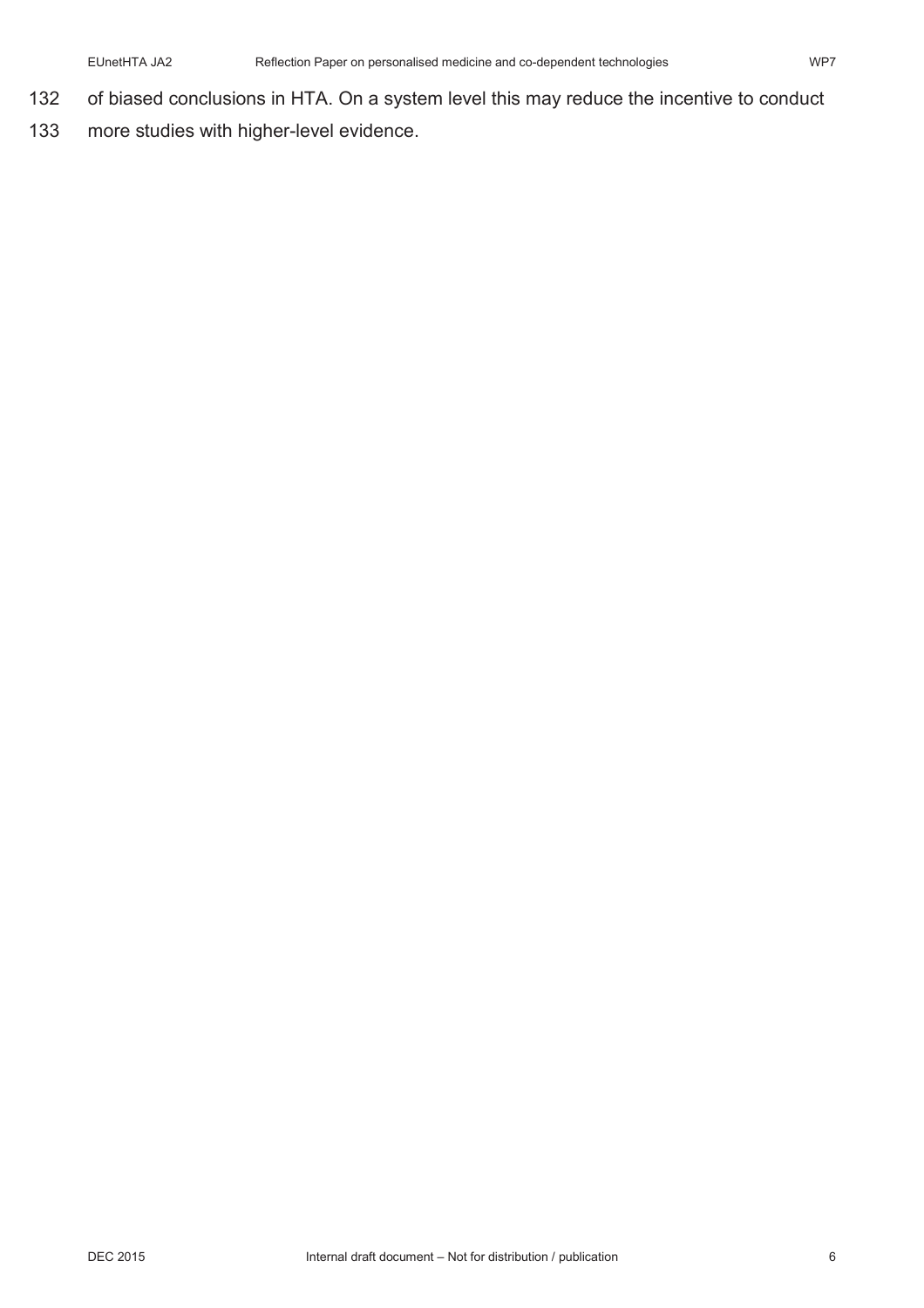of biased conclusions in HTA. On a system level this may reduce the incentive to conduct more studies with higher-level evidence.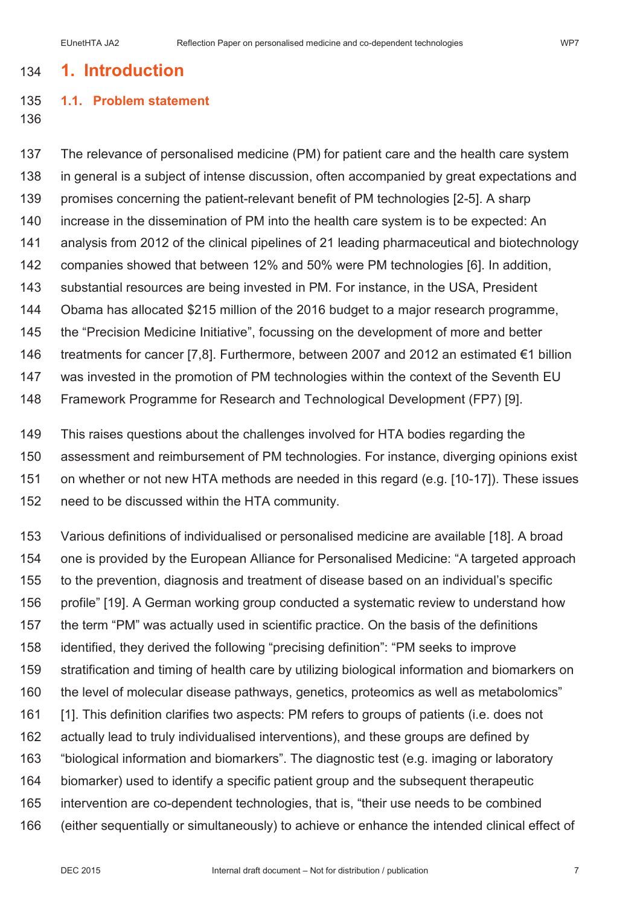# 1. Introduction

## 1.1. Problem statement

The relevance of personalised medicine (PM) for patient care and the health care system in general is a subject of intense discussion, often accompanied by great expectations and promises concerning the patient-relevant benefit of PM technologies [2-5]. A sharp increase in the dissemination of PM into the health care system is to be expected: An analysis from 2012 of the clinical pipelines of 21 leading pharmaceutical and biotechnology companies showed that between 12% and 50% were PM technologies [6]. In addition, substantial resources are being invested in PM. For instance, in the USA, President Obama has allocated $215 million of the 2016 budget to a major research programme, the "Precision Medicine Initiative", focussing on the development of more and better treatments for cancer [7,8]. Furthermore, between 2007 and 2012 an estimated €1 billion was invested in the promotion of PM technologies within the context of the Seventh EU Framework Programme for Research and Technological Development (FP7) [9].

This raises questions about the challenges involved for HTA bodies regarding the assessment and reimbursement of PM technologies. For instance, diverging opinions exist on whether or not new HTA methods are needed in this regard (e.g. [10-17]). These issues need to be discussed within the HTA community.

Various definitions of individualised or personalised medicine are available [18]. A broad one is provided by the European Alliance for Personalised Medicine: "A targeted approach to the prevention, diagnosis and treatment of disease based on an individual's specific profile" [19]. A German working group conducted a systematic review to understand how the term "PM" was actually used in scientific practice. On the basis of the definitions identified, they derived the following "precising definition": "PM seeks to improve stratification and timing of health care by utilizing biological information and biomarkers on the level of molecular disease pathways, genetics, proteomics as well as metabolomics" [1]. This definition clarifies two aspects: PM refers to groups of patients (i.e. does not actually lead to truly individualised interventions), and these groups are defined by "biological information and biomarkers". The diagnostic test (e.g. imaging or laboratory biomarker) used to identify a specific patient group and the subsequent therapeutic intervention are co-dependent technologies, that is, "their use needs to be combined (either sequentially or simultaneously) to achieve or enhance the intended clinical effect of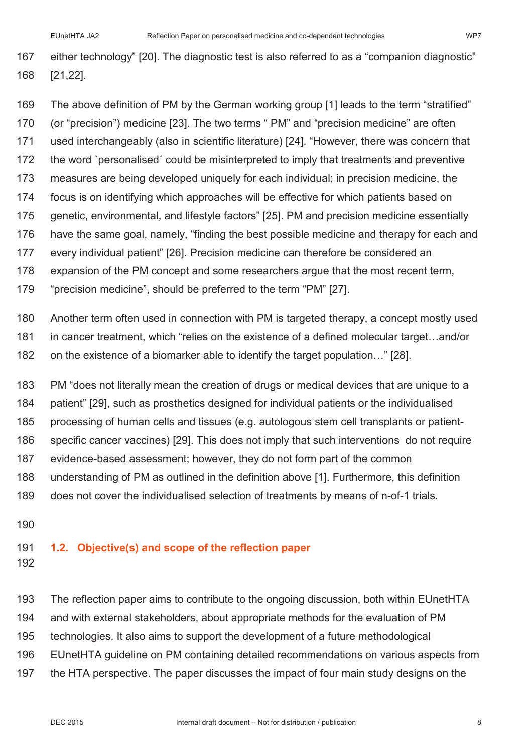either technology" [20]. The diagnostic test is also referred to as a "companion diagnostic" [21,22].

The above definition of PM by the German working group [1] leads to the term "stratified" (or "precision") medicine [23]. The two terms " PM" and "precision medicine" are often used interchangeably (also in scientific literature) [24]. "However, there was concern that the word `personalised´ could be misinterpreted to imply that treatments and preventive measures are being developed uniquely for each individual; in precision medicine, the focus is on identifying which approaches will be effective for which patients based on genetic, environmental, and lifestyle factors" [25]. PM and precision medicine essentially have the same goal, namely, "finding the best possible medicine and therapy for each and every individual patient" [26]. Precision medicine can therefore be considered an expansion of the PM concept and some researchers argue that the most recent term, "precision medicine", should be preferred to the term "PM" [27].

Another term often used in connection with PM is targeted therapy, a concept mostly used in cancer treatment, which "relies on the existence of a defined molecular target…and/or on the existence of a biomarker able to identify the target population…" [28].

PM "does not literally mean the creation of drugs or medical devices that are unique to a patient" [29], such as prosthetics designed for individual patients or the individualised processing of human cells and tissues (e.g. autologous stem cell transplants or patient-specific cancer vaccines) [29]. This does not imply that such interventions do not require evidence-based assessment; however, they do not form part of the common understanding of PM as outlined in the definition above [1]. Furthermore, this definition does not cover the individualised selection of treatments by means of n-of-1 trials.

## 1.2. Objective(s) and scope of the reflection paper

The reflection paper aims to contribute to the ongoing discussion, both within EUnetHTA and with external stakeholders, about appropriate methods for the evaluation of PM technologies. It also aims to support the development of a future methodological EUnetHTA guideline on PM containing detailed recommendations on various aspects from the HTA perspective. The paper discusses the impact of four main study designs on the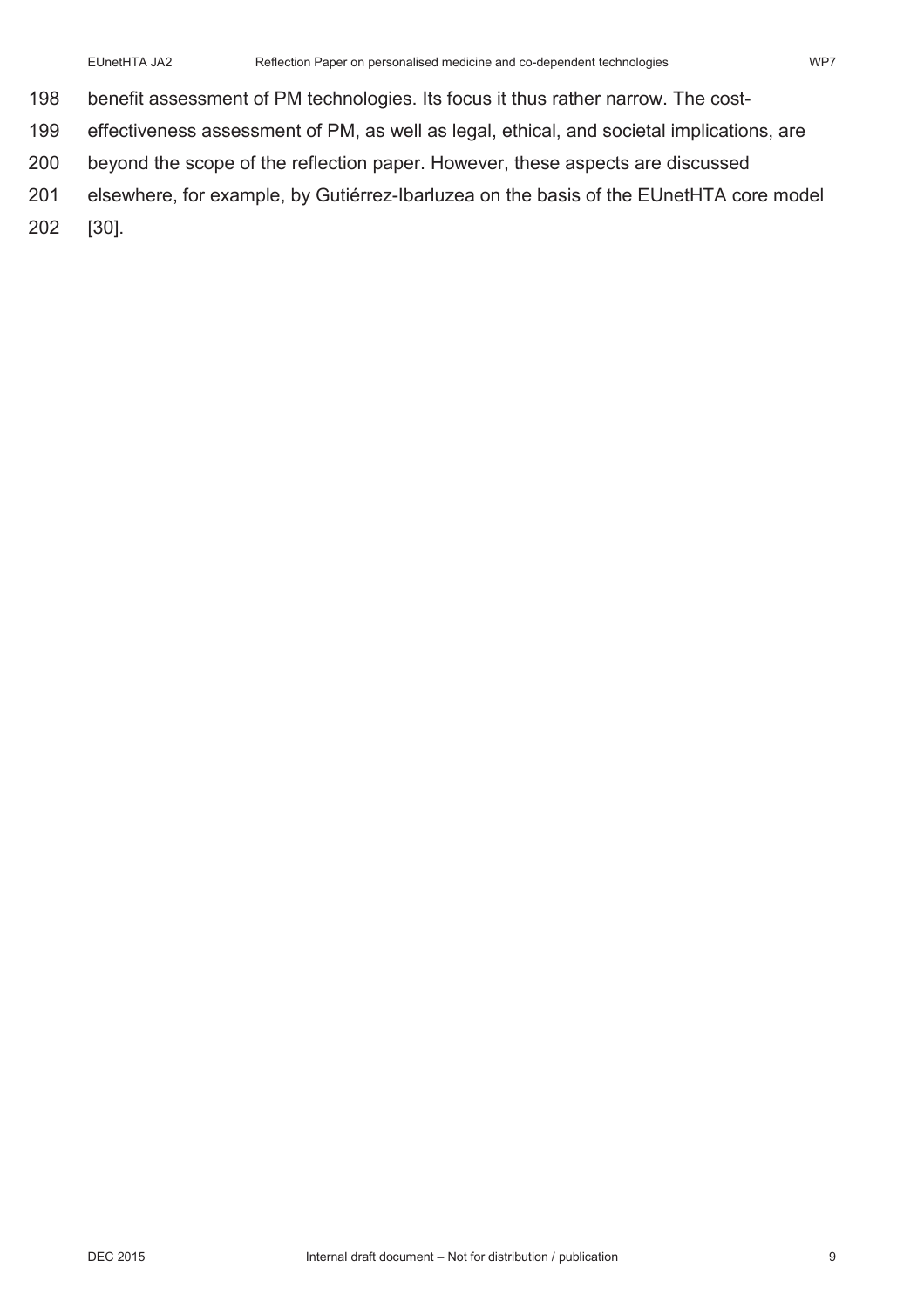benefit assessment of PM technologies. Its focus it thus rather narrow. The cost-effectiveness assessment of PM, as well as legal, ethical, and societal implications, are beyond the scope of the reflection paper. However, these aspects are discussed elsewhere, for example, by Gutiérrez-Ibarluzea on the basis of the EUnetHTA core model [30].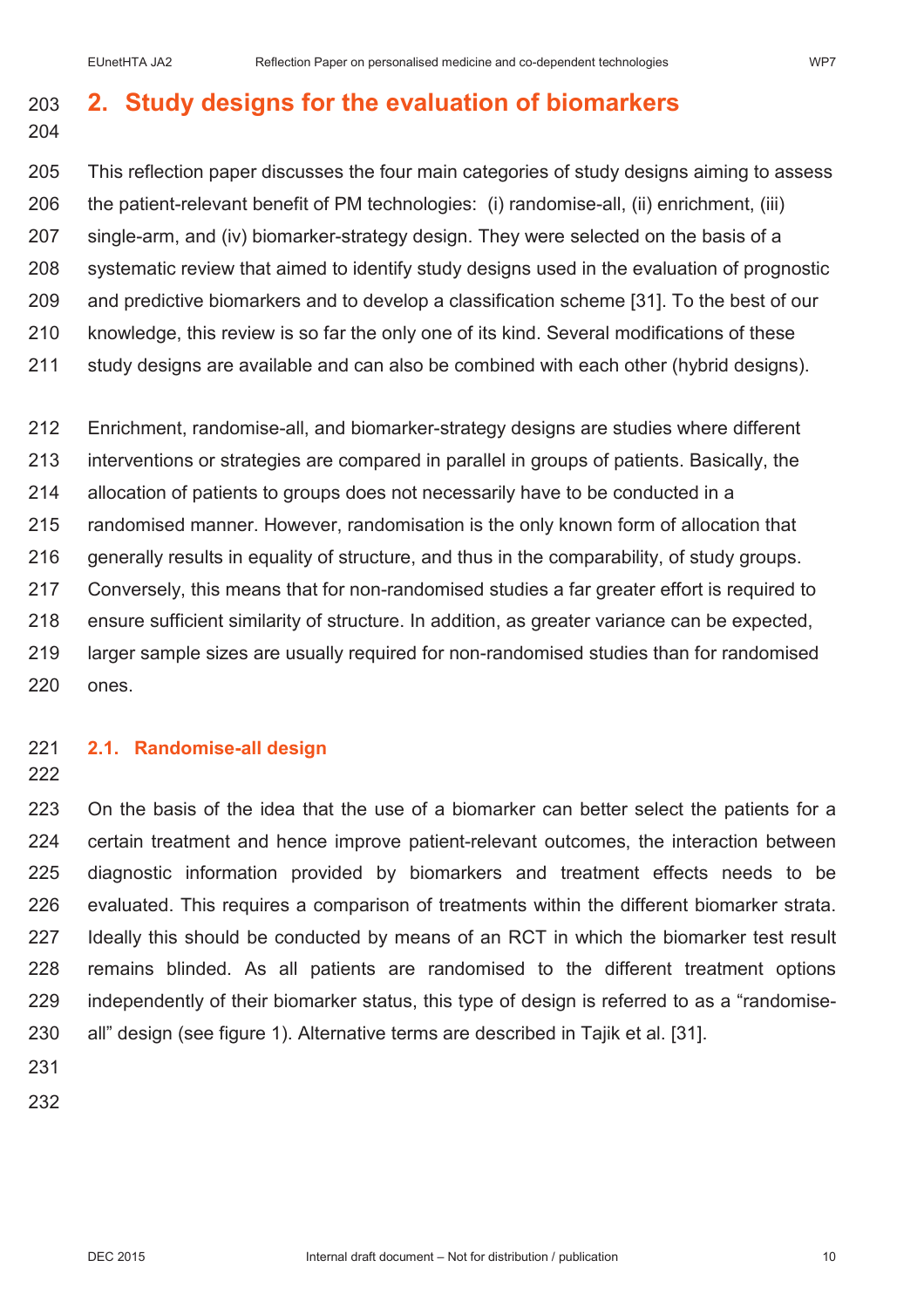# 2. Study designs for the evaluation of biomarkers

This reflection paper discusses the four main categories of study designs aiming to assess the patient-relevant benefit of PM technologies: (i) randomise-all, (ii) enrichment, (iii) single-arm, and (iv) biomarker-strategy design. They were selected on the basis of a systematic review that aimed to identify study designs used in the evaluation of prognostic and predictive biomarkers and to develop a classification scheme [31]. To the best of our knowledge, this review is so far the only one of its kind. Several modifications of these study designs are available and can also be combined with each other (hybrid designs).

Enrichment, randomise-all, and biomarker-strategy designs are studies where different interventions or strategies are compared in parallel in groups of patients. Basically, the allocation of patients to groups does not necessarily have to be conducted in a randomised manner. However, randomisation is the only known form of allocation that generally results in equality of structure, and thus in the comparability, of study groups. Conversely, this means that for non-randomised studies a far greater effort is required to ensure sufficient similarity of structure. In addition, as greater variance can be expected, larger sample sizes are usually required for non-randomised studies than for randomised ones.

## 2.1. Randomise-all design

On the basis of the idea that the use of a biomarker can better select the patients for a certain treatment and hence improve patient-relevant outcomes, the interaction between diagnostic information provided by biomarkers and treatment effects needs to be evaluated. This requires a comparison of treatments within the different biomarker strata. Ideally this should be conducted by means of an RCT in which the biomarker test result remains blinded. As all patients are randomised to the different treatment options independently of their biomarker status, this type of design is referred to as a "randomise-all" design (see figure 1). Alternative terms are described in Tajik et al. [31].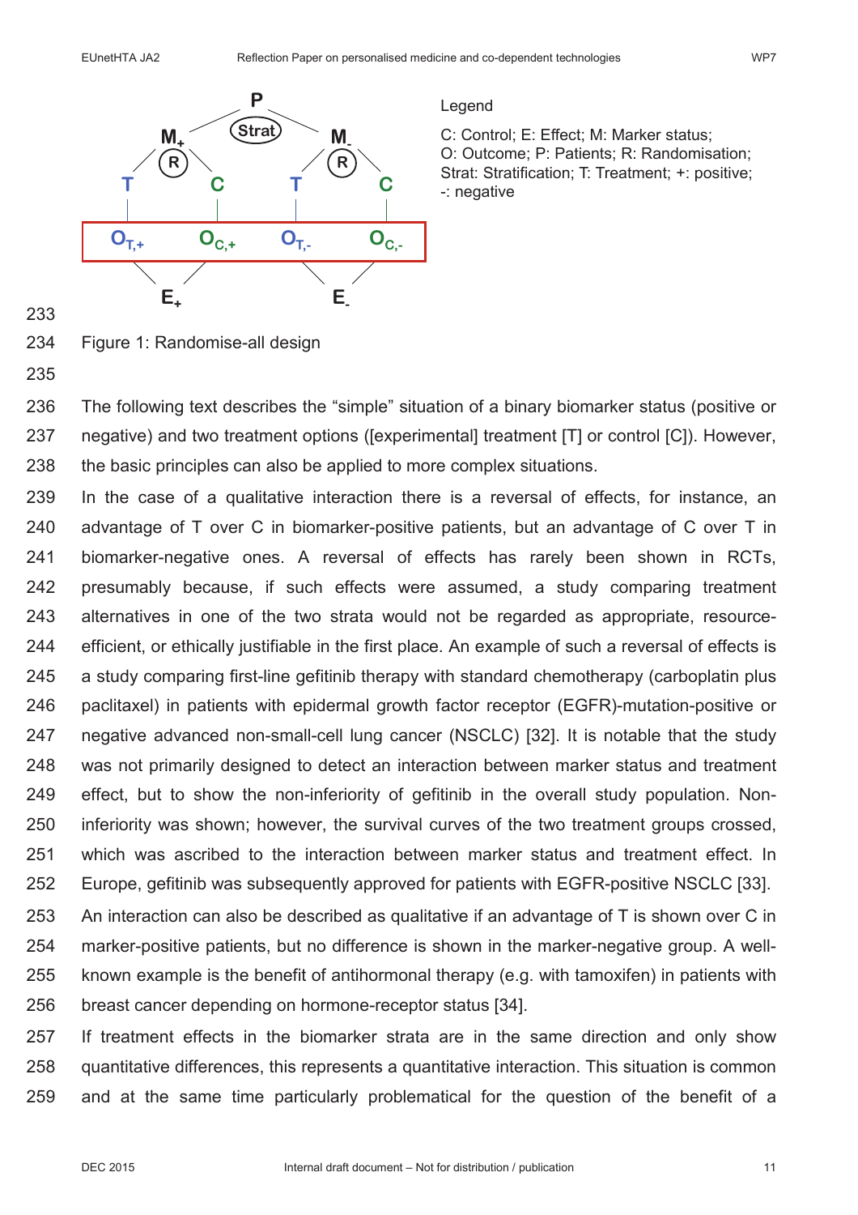Legend

C: Control; E: Effect; M: Marker status; O: Outcome; P: Patients; R: Randomisation; Strat: Stratification; T: Treatment; +: positive; -: negative

Figure 1: Randomise-all design

The following text describes the “simple” situation of a binary biomarker status (positive or negative) and two treatment options ([experimental] treatment [T] or control [C]). However, the basic principles can also be applied to more complex situations.

In the case of a qualitative interaction there is a reversal of effects, for instance, an advantage of T over C in biomarker-positive patients, but an advantage of C over T in biomarker-negative ones. A reversal of effects has rarely been shown in RCTs, presumably because, if such effects were assumed, a study comparing treatment alternatives in one of the two strata would not be regarded as appropriate, resource-efficient, or ethically justifiable in the first place. An example of such a reversal of effects is a study comparing first-line gefitinib therapy with standard chemotherapy (carboplatin plus paclitaxel) in patients with epidermal growth factor receptor (EGFR)-mutation-positive or negative advanced non-small-cell lung cancer (NSCLC) [32]. It is notable that the study was not primarily designed to detect an interaction between marker status and treatment effect, but to show the non-inferiority of gefitinib in the overall study population. Non-inferiority was shown; however, the survival curves of the two treatment groups crossed, which was ascribed to the interaction between marker status and treatment effect. In Europe, gefitinib was subsequently approved for patients with EGFR-positive NSCLC [33].

An interaction can also be described as qualitative if an advantage of T is shown over C in marker-positive patients, but no difference is shown in the marker-negative group. A well-known example is the benefit of antihormonal therapy (e.g. with tamoxifen) in patients with breast cancer depending on hormone-receptor status [34].

If treatment effects in the biomarker strata are in the same direction and only show quantitative differences, this represents a quantitative interaction. This situation is common and at the same time particularly problematical for the question of the benefit of a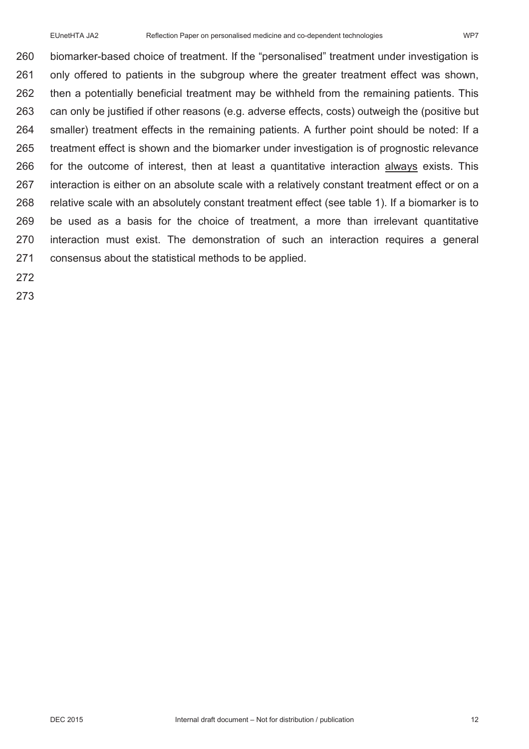biomarker-based choice of treatment. If the "personalised" treatment under investigation is only offered to patients in the subgroup where the greater treatment effect was shown, then a potentially beneficial treatment may be withheld from the remaining patients. This can only be justified if other reasons (e.g. adverse effects, costs) outweigh the (positive but smaller) treatment effects in the remaining patients. A further point should be noted: If a treatment effect is shown and the biomarker under investigation is of prognostic relevance for the outcome of interest, then at least a quantitative interaction always exists. This interaction is either on an absolute scale with a relatively constant treatment effect or on a relative scale with an absolutely constant treatment effect (see table 1). If a biomarker is to be used as a basis for the choice of treatment, a more than irrelevant quantitative interaction must exist. The demonstration of such an interaction requires a general consensus about the statistical methods to be applied.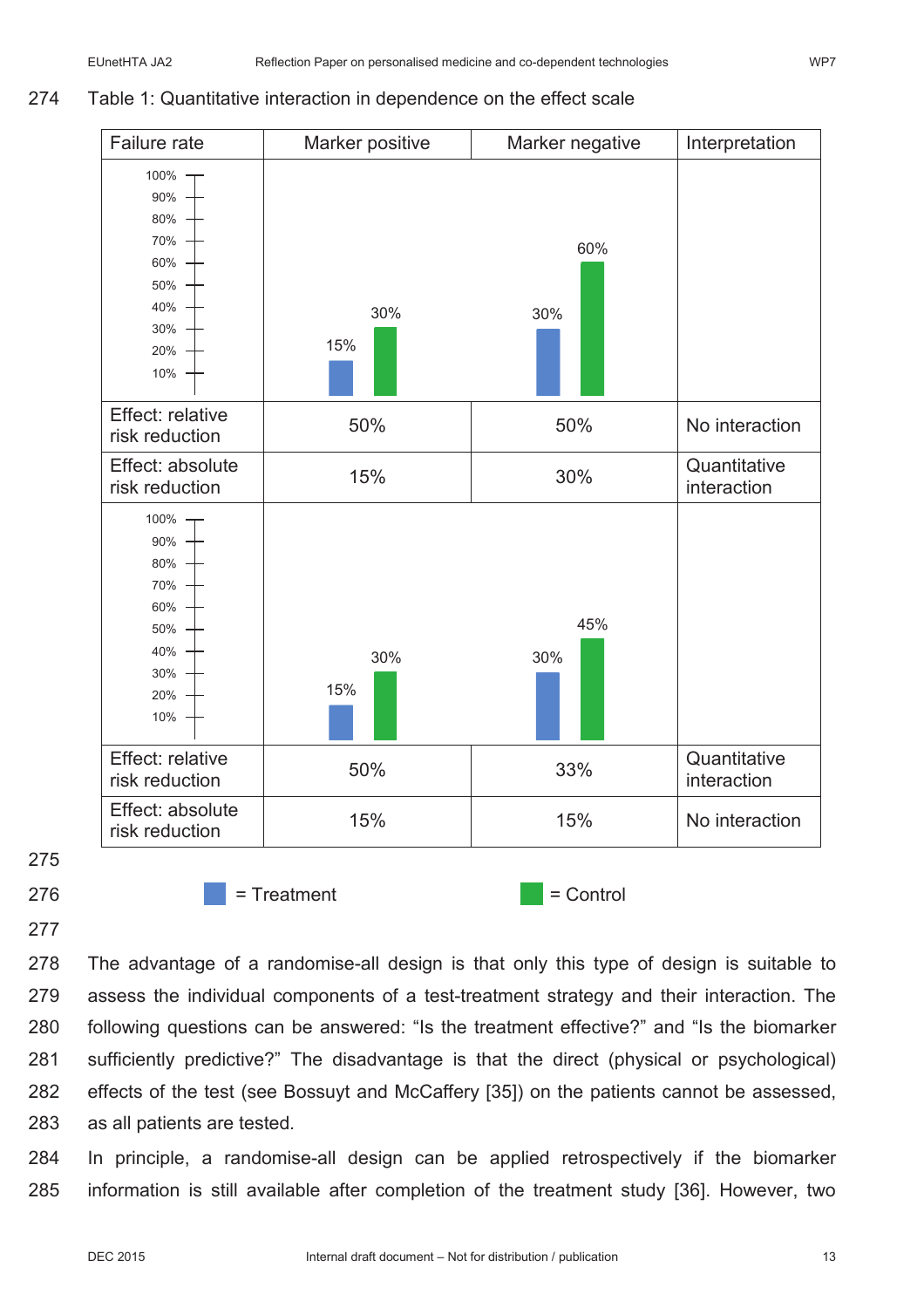Table 1: Quantitative interaction in dependence on the effect scale

| Failure rate | Marker positive | Marker negative | Interpretation |
|---|---|---|---|
| (chart: 10%–100%) | Treatment 15%, Control 30% | Treatment 30%, Control 60% | |
| Effect: relative risk reduction | 50% | 50% | No interaction |
| Effect: absolute risk reduction | 15% | 30% | Quantitative interaction |
| (chart: 10%–100%) | Treatment 15%, Control 30% | Treatment 30%, Control 45% | |
| Effect: relative risk reduction | 50% | 33% | Quantitative interaction |
| Effect: absolute risk reduction | 15% | 15% | No interaction |

= Treatment = Control

The advantage of a randomise-all design is that only this type of design is suitable to assess the individual components of a test-treatment strategy and their interaction. The following questions can be answered: "Is the treatment effective?" and "Is the biomarker sufficiently predictive?" The disadvantage is that the direct (physical or psychological) effects of the test (see Bossuyt and McCaffery [35]) on the patients cannot be assessed, as all patients are tested.

In principle, a randomise-all design can be applied retrospectively if the biomarker information is still available after completion of the treatment study [36]. However, two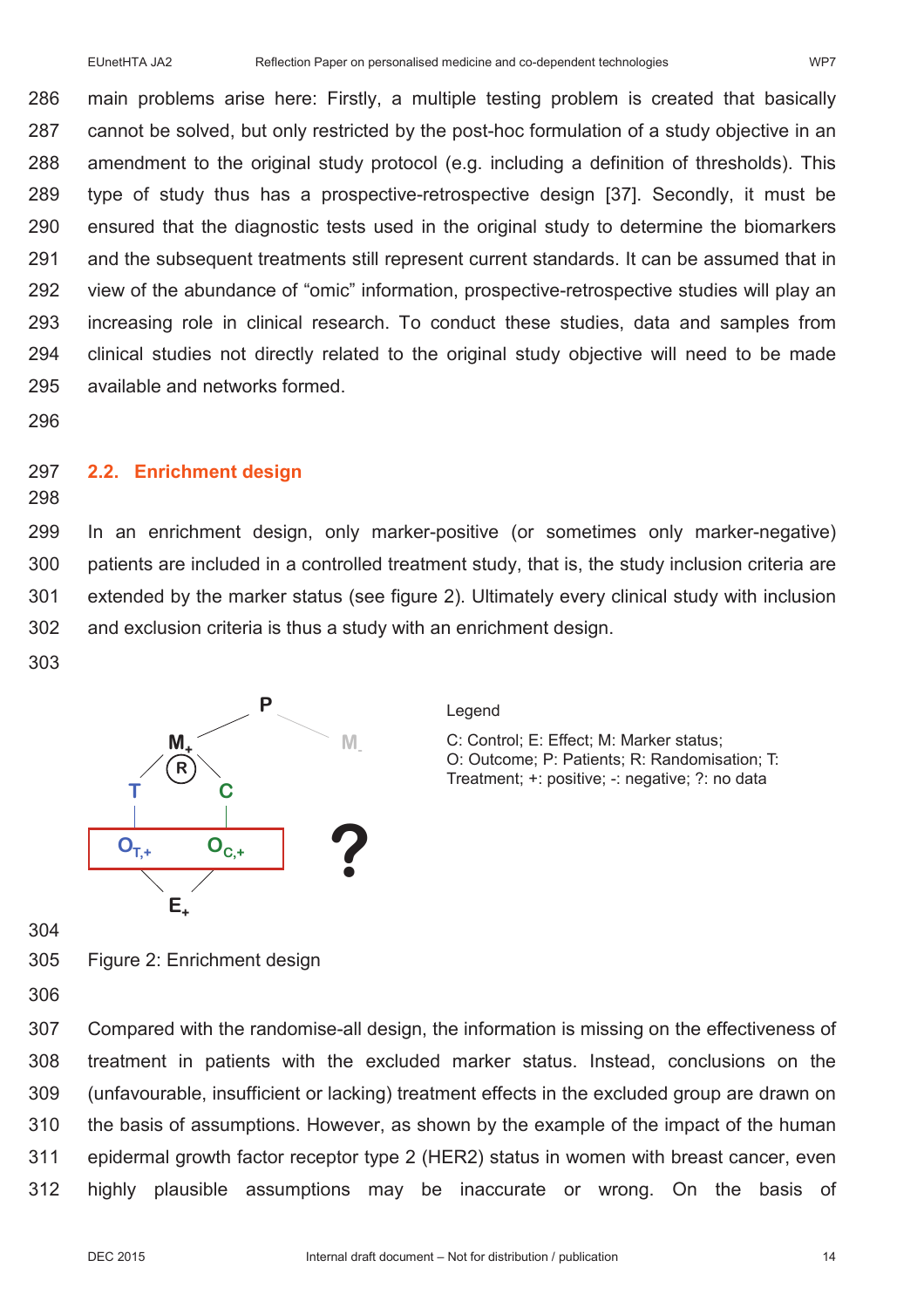main problems arise here: Firstly, a multiple testing problem is created that basically cannot be solved, but only restricted by the post-hoc formulation of a study objective in an amendment to the original study protocol (e.g. including a definition of thresholds). This type of study thus has a prospective-retrospective design [37]. Secondly, it must be ensured that the diagnostic tests used in the original study to determine the biomarkers and the subsequent treatments still represent current standards. It can be assumed that in view of the abundance of "omic" information, prospective-retrospective studies will play an increasing role in clinical research. To conduct these studies, data and samples from clinical studies not directly related to the original study objective will need to be made available and networks formed.

## 2.2. Enrichment design

In an enrichment design, only marker-positive (or sometimes only marker-negative) patients are included in a controlled treatment study, that is, the study inclusion criteria are extended by the marker status (see figure 2). Ultimately every clinical study with inclusion and exclusion criteria is thus a study with an enrichment design.

Legend

C: Control; E: Effect; M: Marker status; O: Outcome; P: Patients; R: Randomisation; T: Treatment; +: positive; -: negative; ?: no data

Figure 2: Enrichment design

Compared with the randomise-all design, the information is missing on the effectiveness of treatment in patients with the excluded marker status. Instead, conclusions on the (unfavourable, insufficient or lacking) treatment effects in the excluded group are drawn on the basis of assumptions. However, as shown by the example of the impact of the human epidermal growth factor receptor type 2 (HER2) status in women with breast cancer, even highly plausible assumptions may be inaccurate or wrong. On the basis of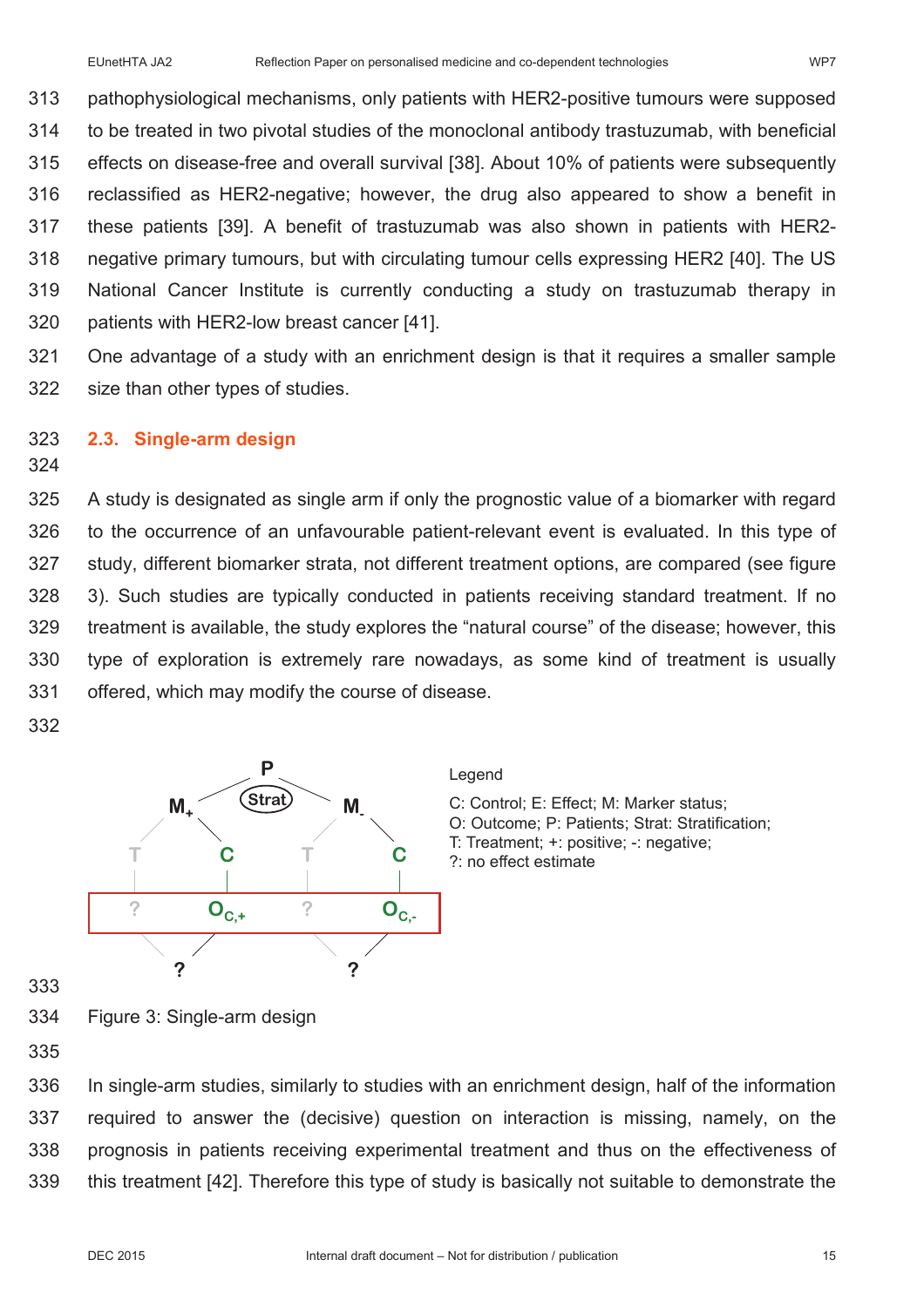pathophysiological mechanisms, only patients with HER2-positive tumours were supposed to be treated in two pivotal studies of the monoclonal antibody trastuzumab, with beneficial effects on disease-free and overall survival [38]. About 10% of patients were subsequently reclassified as HER2-negative; however, the drug also appeared to show a benefit in these patients [39]. A benefit of trastuzumab was also shown in patients with HER2-negative primary tumours, but with circulating tumour cells expressing HER2 [40]. The US National Cancer Institute is currently conducting a study on trastuzumab therapy in patients with HER2-low breast cancer [41].

One advantage of a study with an enrichment design is that it requires a smaller sample size than other types of studies.

## 2.3. Single-arm design

A study is designated as single arm if only the prognostic value of a biomarker with regard to the occurrence of an unfavourable patient-relevant event is evaluated. In this type of study, different biomarker strata, not different treatment options, are compared (see figure 3). Such studies are typically conducted in patients receiving standard treatment. If no treatment is available, the study explores the "natural course" of the disease; however, this type of exploration is extremely rare nowadays, as some kind of treatment is usually offered, which may modify the course of disease.

Legend

C: Control; E: Effect; M: Marker status; O: Outcome; P: Patients; Strat: Stratification; T: Treatment; +: positive; -: negative; ?: no effect estimate

Figure 3: Single-arm design

In single-arm studies, similarly to studies with an enrichment design, half of the information required to answer the (decisive) question on interaction is missing, namely, on the prognosis in patients receiving experimental treatment and thus on the effectiveness of this treatment [42]. Therefore this type of study is basically not suitable to demonstrate the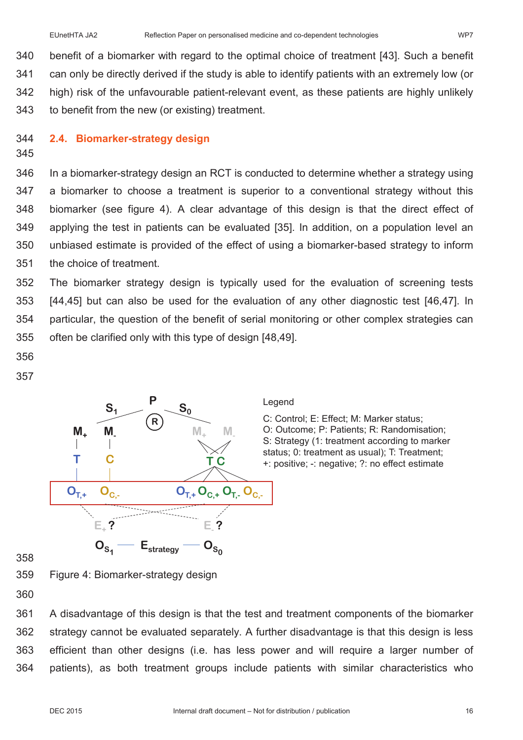benefit of a biomarker with regard to the optimal choice of treatment [43]. Such a benefit can only be directly derived if the study is able to identify patients with an extremely low (or high) risk of the unfavourable patient-relevant event, as these patients are highly unlikely to benefit from the new (or existing) treatment.

## 2.4. Biomarker-strategy design

In a biomarker-strategy design an RCT is conducted to determine whether a strategy using a biomarker to choose a treatment is superior to a conventional strategy without this biomarker (see figure 4). A clear advantage of this design is that the direct effect of applying the test in patients can be evaluated [35]. In addition, on a population level an unbiased estimate is provided of the effect of using a biomarker-based strategy to inform the choice of treatment.

The biomarker strategy design is typically used for the evaluation of screening tests [44,45] but can also be used for the evaluation of any other diagnostic test [46,47]. In particular, the question of the benefit of serial monitoring or other complex strategies can often be clarified only with this type of design [48,49].

Legend

C: Control; E: Effect; M: Marker status; O: Outcome; P: Patients; R: Randomisation; S: Strategy (1: treatment according to marker status; 0: treatment as usual); T: Treatment; +: positive; -: negative; ?: no effect estimate

Figure 4: Biomarker-strategy design

A disadvantage of this design is that the test and treatment components of the biomarker strategy cannot be evaluated separately. A further disadvantage is that this design is less efficient than other designs (i.e. has less power and will require a larger number of patients), as both treatment groups include patients with similar characteristics who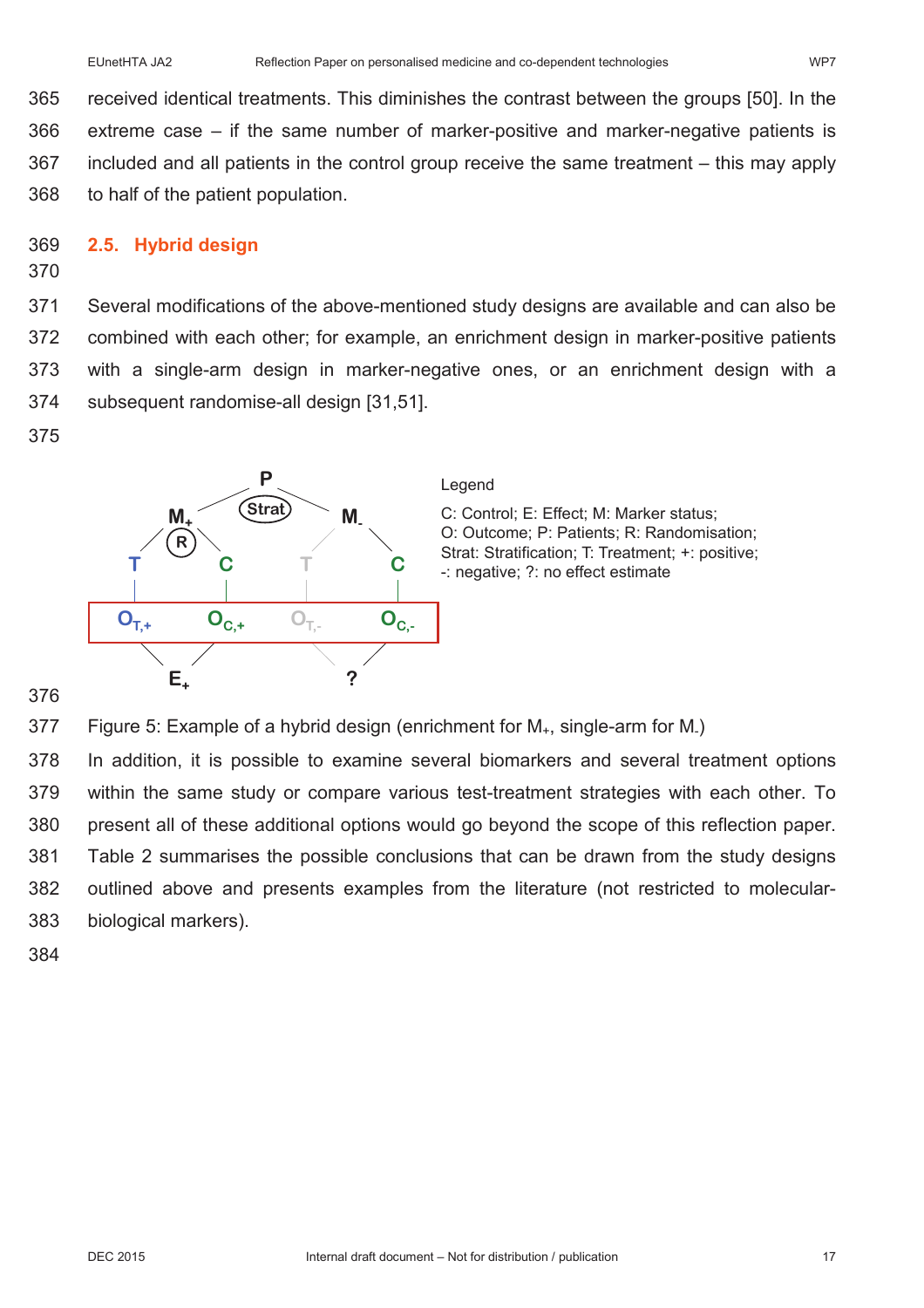received identical treatments. This diminishes the contrast between the groups [50]. In the extreme case – if the same number of marker-positive and marker-negative patients is included and all patients in the control group receive the same treatment – this may apply to half of the patient population.

## 2.5. Hybrid design

Several modifications of the above-mentioned study designs are available and can also be combined with each other; for example, an enrichment design in marker-positive patients with a single-arm design in marker-negative ones, or an enrichment design with a subsequent randomise-all design [31,51].

Legend

C: Control; E: Effect; M: Marker status; O: Outcome; P: Patients; R: Randomisation; Strat: Stratification; T: Treatment; +: positive; -: negative; ?: no effect estimate

Figure 5: Example of a hybrid design (enrichment for $M_+$, single-arm for $M_-$)

In addition, it is possible to examine several biomarkers and several treatment options within the same study or compare various test-treatment strategies with each other. To present all of these additional options would go beyond the scope of this reflection paper. Table 2 summarises the possible conclusions that can be drawn from the study designs outlined above and presents examples from the literature (not restricted to molecular-biological markers).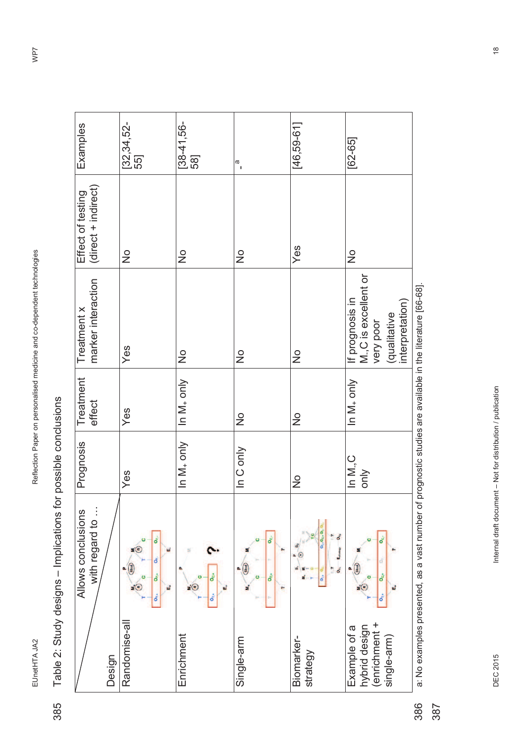Table 2: Study designs – Implications for possible conclusions

| Design \ Allows conclusions with regard to … | | Prognosis | Treatment effect | Treatment x marker interaction | Effect of testing (direct + indirect) | Examples |
|---|---|---|---|---|---|---|
| Randomise-all | | Yes | Yes | Yes | No | [32,34,52-55] |
| Enrichment | | In $M_+$ only | In $M_+$ only | No | No | [38-41,56-58] |
| Single-arm | | In C only | No | No | No | -[a] |
| Biomarker-strategy | | No | No | No | Yes | [46,59-61] |
| Example of a hybrid design (enrichment + single-arm) | | In $M_-$,C only | In $M_+$ only | If prognosis in $M_-$,C is excellent or very poor (qualitative interpretation) | No | [62-65] |

a: No examples presented, as a vast number of prognostic studies are available in the literature [66-68].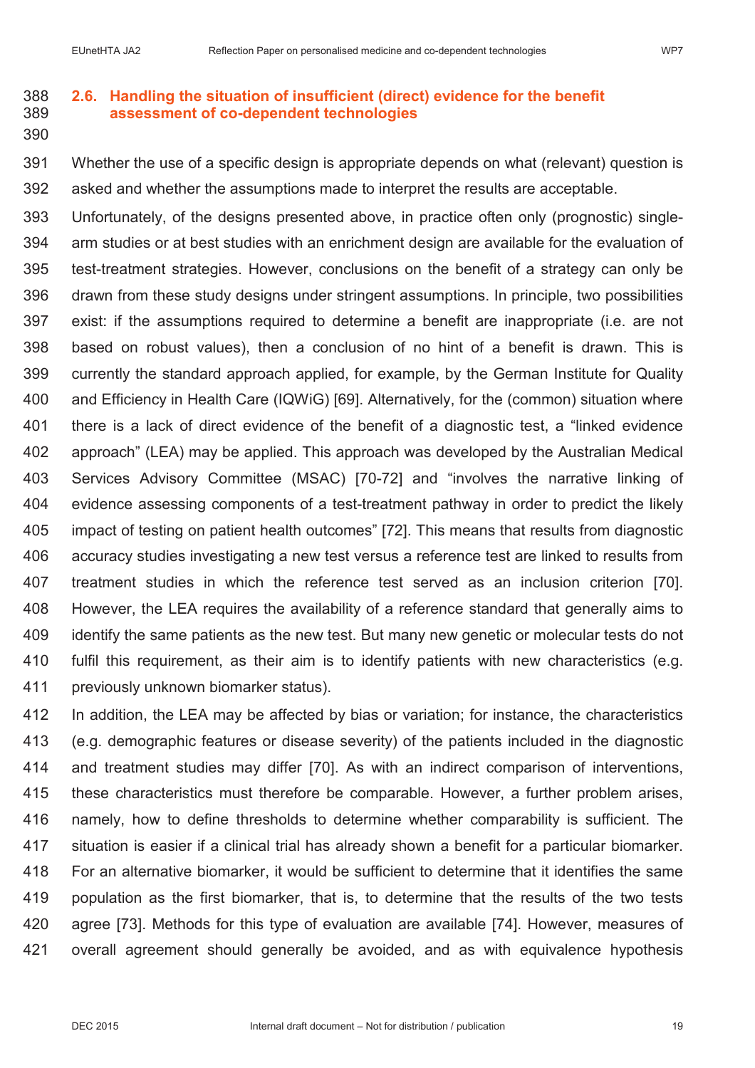## 2.6. Handling the situation of insufficient (direct) evidence for the benefit assessment of co-dependent technologies

Whether the use of a specific design is appropriate depends on what (relevant) question is asked and whether the assumptions made to interpret the results are acceptable.

Unfortunately, of the designs presented above, in practice often only (prognostic) single-arm studies or at best studies with an enrichment design are available for the evaluation of test-treatment strategies. However, conclusions on the benefit of a strategy can only be drawn from these study designs under stringent assumptions. In principle, two possibilities exist: if the assumptions required to determine a benefit are inappropriate (i.e. are not based on robust values), then a conclusion of no hint of a benefit is drawn. This is currently the standard approach applied, for example, by the German Institute for Quality and Efficiency in Health Care (IQWiG) [69]. Alternatively, for the (common) situation where there is a lack of direct evidence of the benefit of a diagnostic test, a "linked evidence approach" (LEA) may be applied. This approach was developed by the Australian Medical Services Advisory Committee (MSAC) [70-72] and "involves the narrative linking of evidence assessing components of a test-treatment pathway in order to predict the likely impact of testing on patient health outcomes" [72]. This means that results from diagnostic accuracy studies investigating a new test versus a reference test are linked to results from treatment studies in which the reference test served as an inclusion criterion [70]. However, the LEA requires the availability of a reference standard that generally aims to identify the same patients as the new test. But many new genetic or molecular tests do not fulfil this requirement, as their aim is to identify patients with new characteristics (e.g. previously unknown biomarker status).

In addition, the LEA may be affected by bias or variation; for instance, the characteristics (e.g. demographic features or disease severity) of the patients included in the diagnostic and treatment studies may differ [70]. As with an indirect comparison of interventions, these characteristics must therefore be comparable. However, a further problem arises, namely, how to define thresholds to determine whether comparability is sufficient. The situation is easier if a clinical trial has already shown a benefit for a particular biomarker. For an alternative biomarker, it would be sufficient to determine that it identifies the same population as the first biomarker, that is, to determine that the results of the two tests agree [73]. Methods for this type of evaluation are available [74]. However, measures of overall agreement should generally be avoided, and as with equivalence hypothesis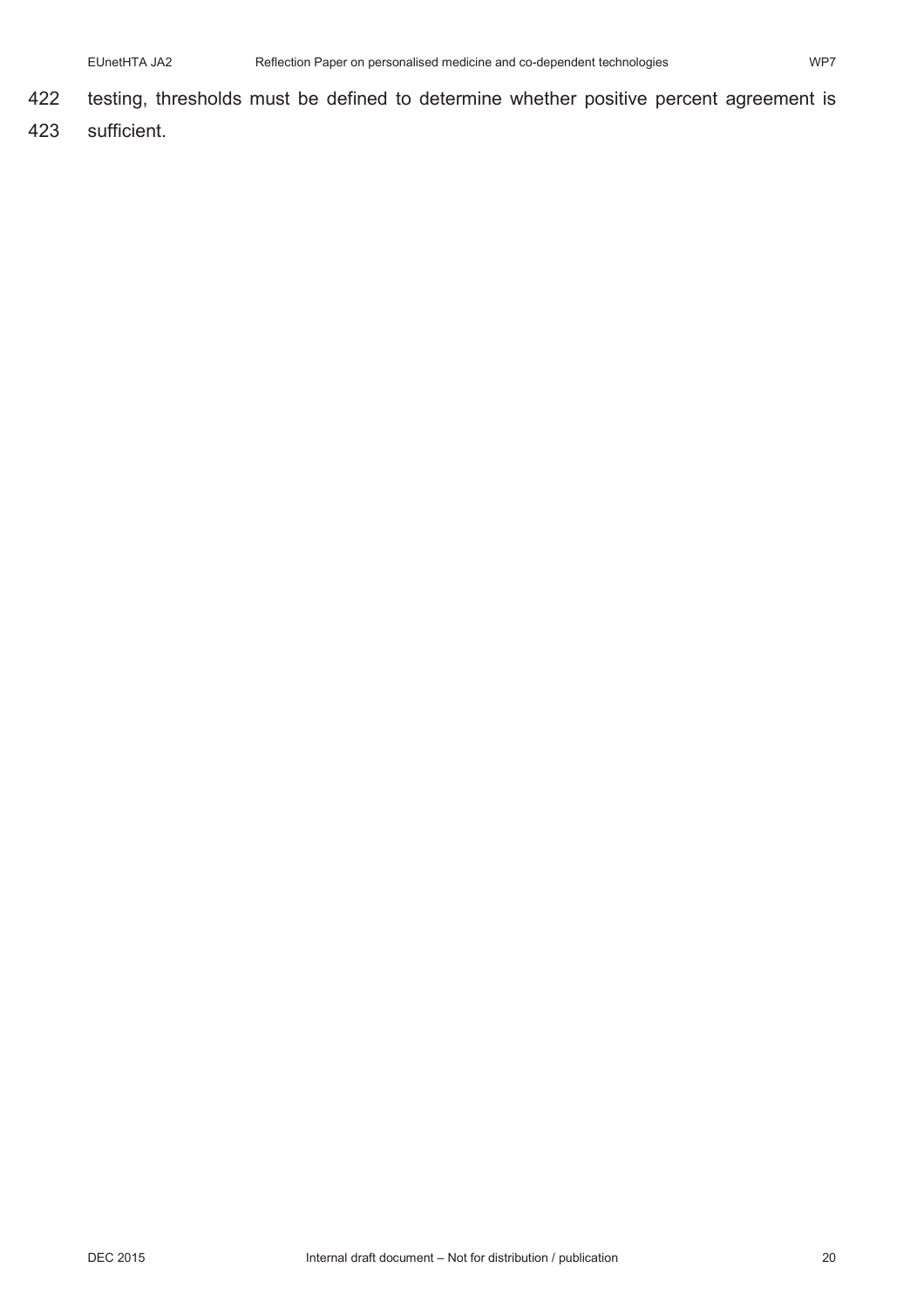testing, thresholds must be defined to determine whether positive percent agreement is sufficient.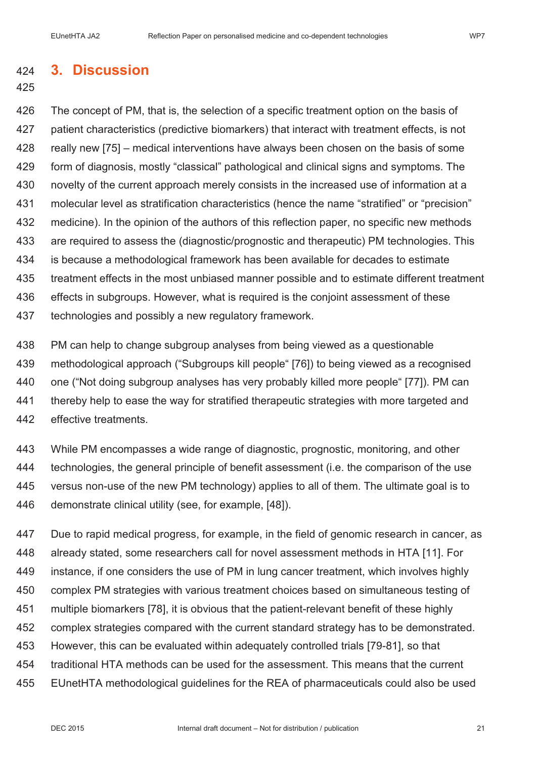# 3. Discussion

The concept of PM, that is, the selection of a specific treatment option on the basis of patient characteristics (predictive biomarkers) that interact with treatment effects, is not really new [75] – medical interventions have always been chosen on the basis of some form of diagnosis, mostly "classical" pathological and clinical signs and symptoms. The novelty of the current approach merely consists in the increased use of information at a molecular level as stratification characteristics (hence the name "stratified" or "precision" medicine). In the opinion of the authors of this reflection paper, no specific new methods are required to assess the (diagnostic/prognostic and therapeutic) PM technologies. This is because a methodological framework has been available for decades to estimate treatment effects in the most unbiased manner possible and to estimate different treatment effects in subgroups. However, what is required is the conjoint assessment of these technologies and possibly a new regulatory framework.

PM can help to change subgroup analyses from being viewed as a questionable methodological approach ("Subgroups kill people" [76]) to being viewed as a recognised one ("Not doing subgroup analyses has very probably killed more people" [77]). PM can thereby help to ease the way for stratified therapeutic strategies with more targeted and effective treatments.

While PM encompasses a wide range of diagnostic, prognostic, monitoring, and other technologies, the general principle of benefit assessment (i.e. the comparison of the use versus non-use of the new PM technology) applies to all of them. The ultimate goal is to demonstrate clinical utility (see, for example, [48]).

Due to rapid medical progress, for example, in the field of genomic research in cancer, as already stated, some researchers call for novel assessment methods in HTA [11]. For instance, if one considers the use of PM in lung cancer treatment, which involves highly complex PM strategies with various treatment choices based on simultaneous testing of multiple biomarkers [78], it is obvious that the patient-relevant benefit of these highly complex strategies compared with the current standard strategy has to be demonstrated. However, this can be evaluated within adequately controlled trials [79-81], so that traditional HTA methods can be used for the assessment. This means that the current EUnetHTA methodological guidelines for the REA of pharmaceuticals could also be used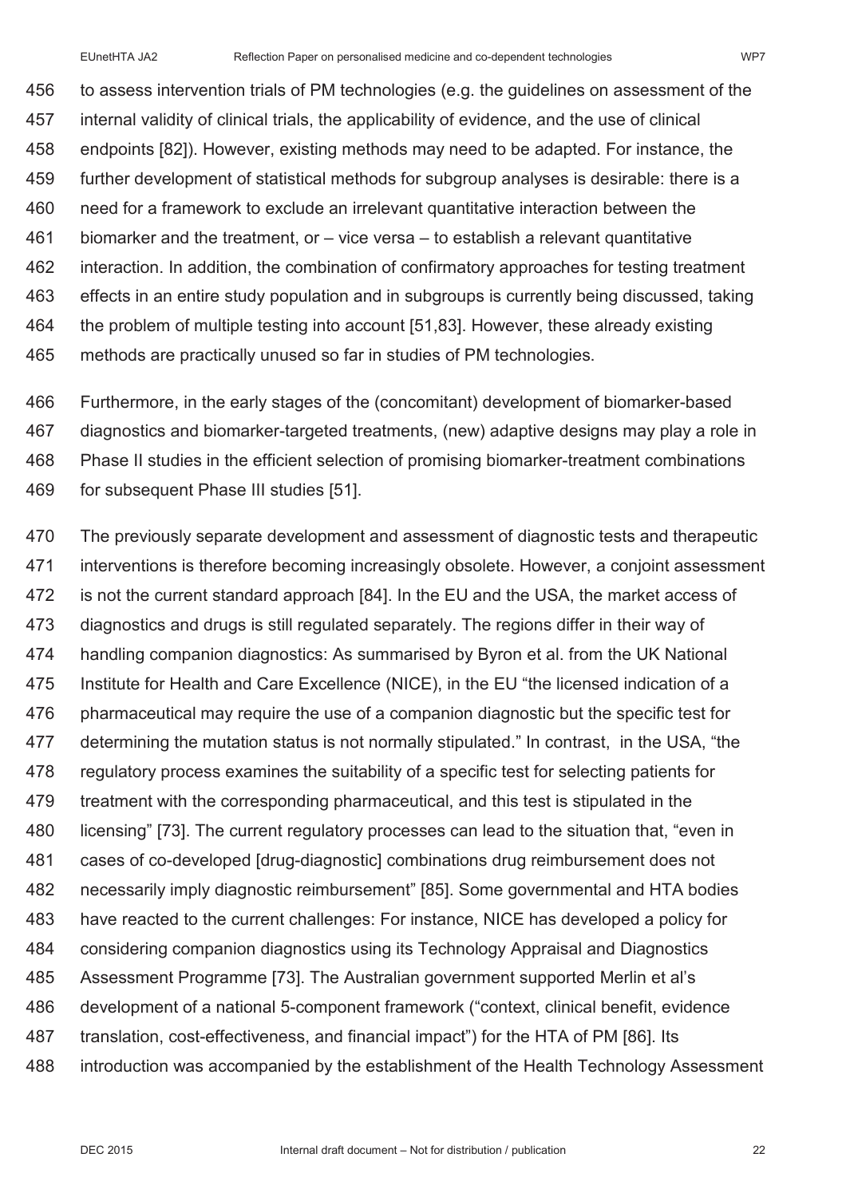to assess intervention trials of PM technologies (e.g. the guidelines on assessment of the internal validity of clinical trials, the applicability of evidence, and the use of clinical endpoints [82]). However, existing methods may need to be adapted. For instance, the further development of statistical methods for subgroup analyses is desirable: there is a need for a framework to exclude an irrelevant quantitative interaction between the biomarker and the treatment, or – vice versa – to establish a relevant quantitative interaction. In addition, the combination of confirmatory approaches for testing treatment effects in an entire study population and in subgroups is currently being discussed, taking the problem of multiple testing into account [51,83]. However, these already existing methods are practically unused so far in studies of PM technologies.

Furthermore, in the early stages of the (concomitant) development of biomarker-based diagnostics and biomarker-targeted treatments, (new) adaptive designs may play a role in Phase II studies in the efficient selection of promising biomarker-treatment combinations for subsequent Phase III studies [51].

The previously separate development and assessment of diagnostic tests and therapeutic interventions is therefore becoming increasingly obsolete. However, a conjoint assessment is not the current standard approach [84]. In the EU and the USA, the market access of diagnostics and drugs is still regulated separately. The regions differ in their way of handling companion diagnostics: As summarised by Byron et al. from the UK National Institute for Health and Care Excellence (NICE), in the EU "the licensed indication of a pharmaceutical may require the use of a companion diagnostic but the specific test for determining the mutation status is not normally stipulated." In contrast, in the USA, "the regulatory process examines the suitability of a specific test for selecting patients for treatment with the corresponding pharmaceutical, and this test is stipulated in the licensing" [73]. The current regulatory processes can lead to the situation that, "even in cases of co-developed [drug-diagnostic] combinations drug reimbursement does not necessarily imply diagnostic reimbursement" [85]. Some governmental and HTA bodies have reacted to the current challenges: For instance, NICE has developed a policy for considering companion diagnostics using its Technology Appraisal and Diagnostics Assessment Programme [73]. The Australian government supported Merlin et al's development of a national 5-component framework ("context, clinical benefit, evidence translation, cost-effectiveness, and financial impact") for the HTA of PM [86]. Its introduction was accompanied by the establishment of the Health Technology Assessment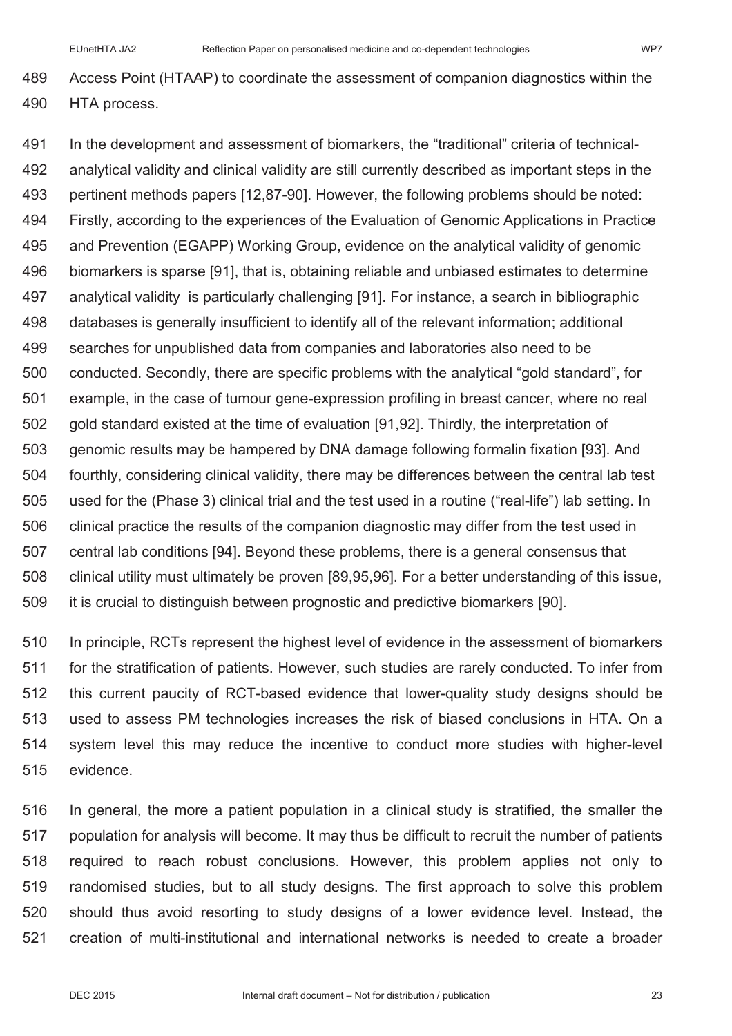Access Point (HTAAP) to coordinate the assessment of companion diagnostics within the HTA process.

In the development and assessment of biomarkers, the "traditional" criteria of technical-analytical validity and clinical validity are still currently described as important steps in the pertinent methods papers [12,87-90]. However, the following problems should be noted: Firstly, according to the experiences of the Evaluation of Genomic Applications in Practice and Prevention (EGAPP) Working Group, evidence on the analytical validity of genomic biomarkers is sparse [91], that is, obtaining reliable and unbiased estimates to determine analytical validity is particularly challenging [91]. For instance, a search in bibliographic databases is generally insufficient to identify all of the relevant information; additional searches for unpublished data from companies and laboratories also need to be conducted. Secondly, there are specific problems with the analytical "gold standard", for example, in the case of tumour gene-expression profiling in breast cancer, where no real gold standard existed at the time of evaluation [91,92]. Thirdly, the interpretation of genomic results may be hampered by DNA damage following formalin fixation [93]. And fourthly, considering clinical validity, there may be differences between the central lab test used for the (Phase 3) clinical trial and the test used in a routine ("real-life") lab setting. In clinical practice the results of the companion diagnostic may differ from the test used in central lab conditions [94]. Beyond these problems, there is a general consensus that clinical utility must ultimately be proven [89,95,96]. For a better understanding of this issue, it is crucial to distinguish between prognostic and predictive biomarkers [90].

In principle, RCTs represent the highest level of evidence in the assessment of biomarkers for the stratification of patients. However, such studies are rarely conducted. To infer from this current paucity of RCT-based evidence that lower-quality study designs should be used to assess PM technologies increases the risk of biased conclusions in HTA. On a system level this may reduce the incentive to conduct more studies with higher-level evidence.

In general, the more a patient population in a clinical study is stratified, the smaller the population for analysis will become. It may thus be difficult to recruit the number of patients required to reach robust conclusions. However, this problem applies not only to randomised studies, but to all study designs. The first approach to solve this problem should thus avoid resorting to study designs of a lower evidence level. Instead, the creation of multi-institutional and international networks is needed to create a broader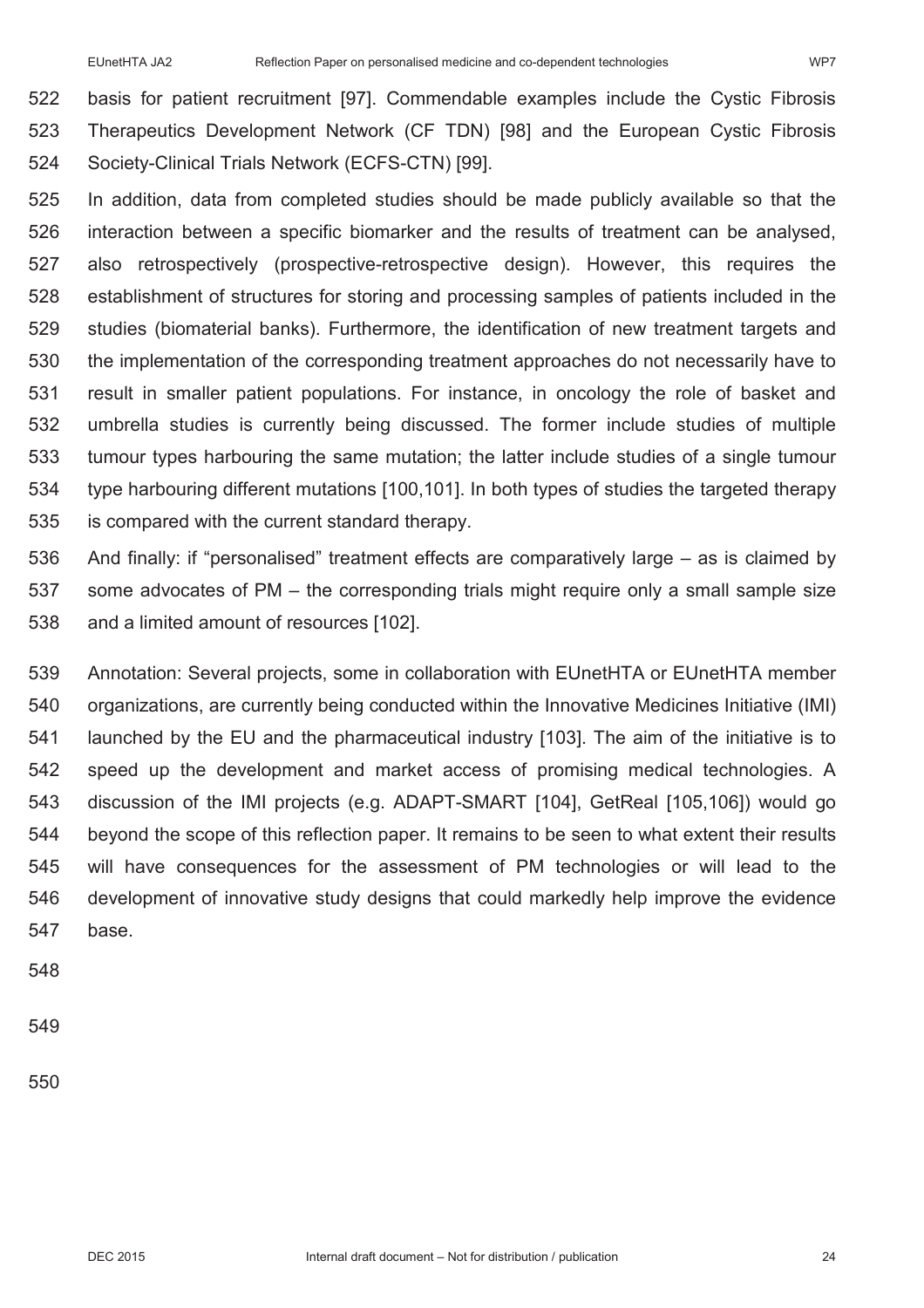basis for patient recruitment [97]. Commendable examples include the Cystic Fibrosis Therapeutics Development Network (CF TDN) [98] and the European Cystic Fibrosis Society-Clinical Trials Network (ECFS-CTN) [99].

In addition, data from completed studies should be made publicly available so that the interaction between a specific biomarker and the results of treatment can be analysed, also retrospectively (prospective-retrospective design). However, this requires the establishment of structures for storing and processing samples of patients included in the studies (biomaterial banks). Furthermore, the identification of new treatment targets and the implementation of the corresponding treatment approaches do not necessarily have to result in smaller patient populations. For instance, in oncology the role of basket and umbrella studies is currently being discussed. The former include studies of multiple tumour types harbouring the same mutation; the latter include studies of a single tumour type harbouring different mutations [100,101]. In both types of studies the targeted therapy is compared with the current standard therapy.

And finally: if "personalised" treatment effects are comparatively large – as is claimed by some advocates of PM – the corresponding trials might require only a small sample size and a limited amount of resources [102].

Annotation: Several projects, some in collaboration with EUnetHTA or EUnetHTA member organizations, are currently being conducted within the Innovative Medicines Initiative (IMI) launched by the EU and the pharmaceutical industry [103]. The aim of the initiative is to speed up the development and market access of promising medical technologies. A discussion of the IMI projects (e.g. ADAPT-SMART [104], GetReal [105,106]) would go beyond the scope of this reflection paper. It remains to be seen to what extent their results will have consequences for the assessment of PM technologies or will lead to the development of innovative study designs that could markedly help improve the evidence base.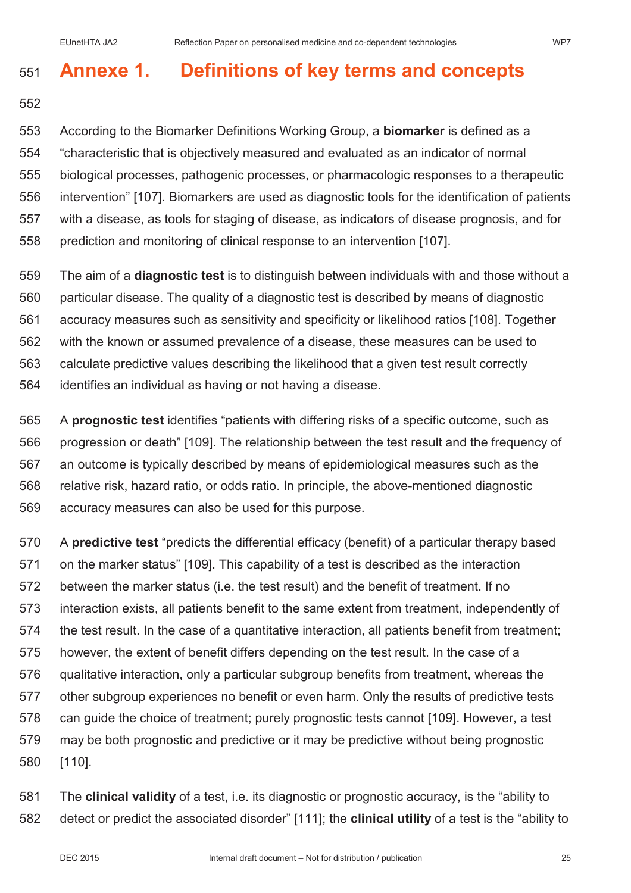# Annexe 1. Definitions of key terms and concepts

According to the Biomarker Definitions Working Group, a **biomarker** is defined as a "characteristic that is objectively measured and evaluated as an indicator of normal biological processes, pathogenic processes, or pharmacologic responses to a therapeutic intervention" [107]. Biomarkers are used as diagnostic tools for the identification of patients with a disease, as tools for staging of disease, as indicators of disease prognosis, and for prediction and monitoring of clinical response to an intervention [107].

The aim of a **diagnostic test** is to distinguish between individuals with and those without a particular disease. The quality of a diagnostic test is described by means of diagnostic accuracy measures such as sensitivity and specificity or likelihood ratios [108]. Together with the known or assumed prevalence of a disease, these measures can be used to calculate predictive values describing the likelihood that a given test result correctly identifies an individual as having or not having a disease.

A **prognostic test** identifies "patients with differing risks of a specific outcome, such as progression or death" [109]. The relationship between the test result and the frequency of an outcome is typically described by means of epidemiological measures such as the relative risk, hazard ratio, or odds ratio. In principle, the above-mentioned diagnostic accuracy measures can also be used for this purpose.

A **predictive test** "predicts the differential efficacy (benefit) of a particular therapy based on the marker status" [109]. This capability of a test is described as the interaction between the marker status (i.e. the test result) and the benefit of treatment. If no interaction exists, all patients benefit to the same extent from treatment, independently of the test result. In the case of a quantitative interaction, all patients benefit from treatment; however, the extent of benefit differs depending on the test result. In the case of a qualitative interaction, only a particular subgroup benefits from treatment, whereas the other subgroup experiences no benefit or even harm. Only the results of predictive tests can guide the choice of treatment; purely prognostic tests cannot [109]. However, a test may be both prognostic and predictive or it may be predictive without being prognostic [110].

The **clinical validity** of a test, i.e. its diagnostic or prognostic accuracy, is the "ability to detect or predict the associated disorder" [111]; the **clinical utility** of a test is the "ability to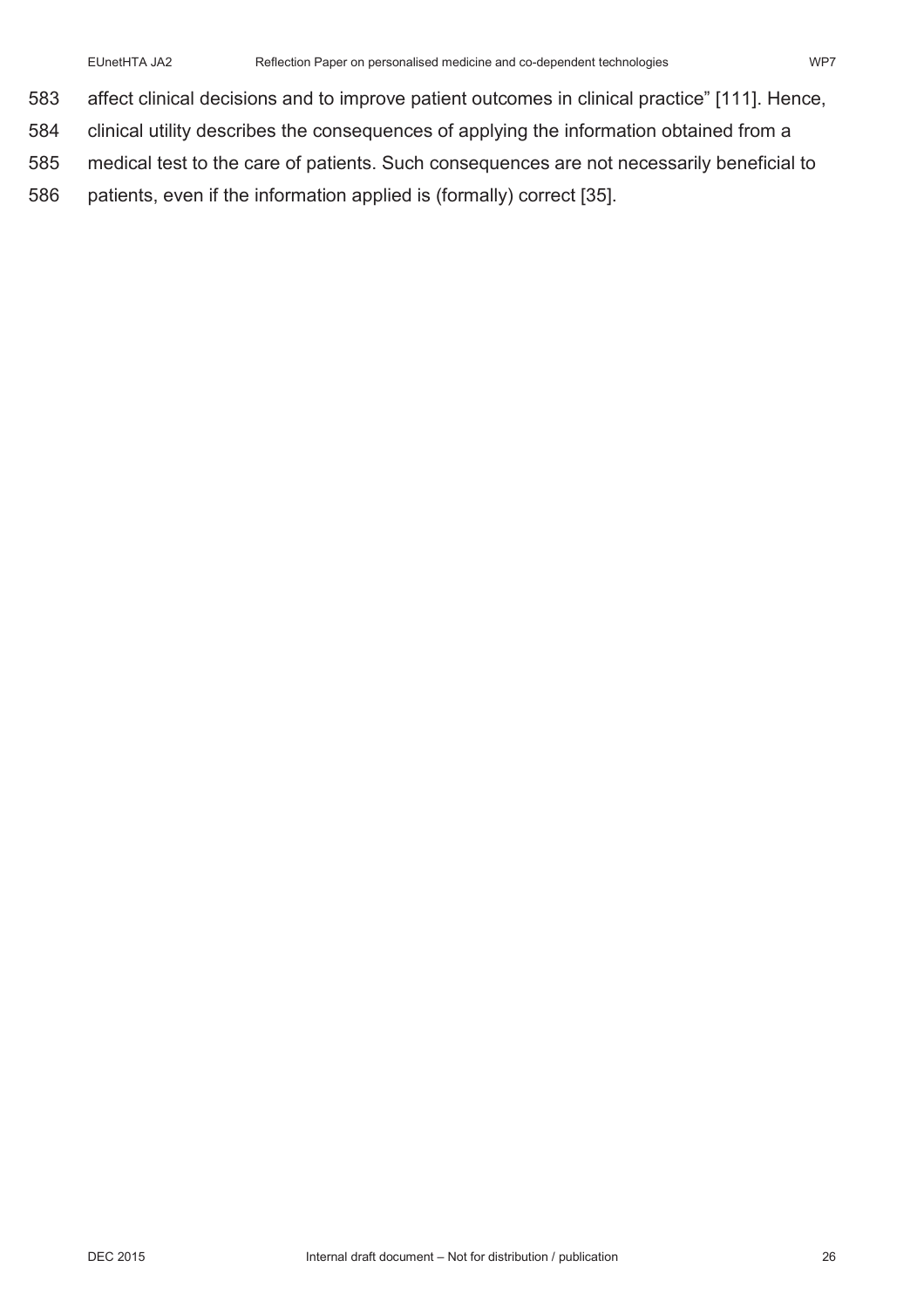affect clinical decisions and to improve patient outcomes in clinical practice" [111]. Hence, clinical utility describes the consequences of applying the information obtained from a medical test to the care of patients. Such consequences are not necessarily beneficial to patients, even if the information applied is (formally) correct [35].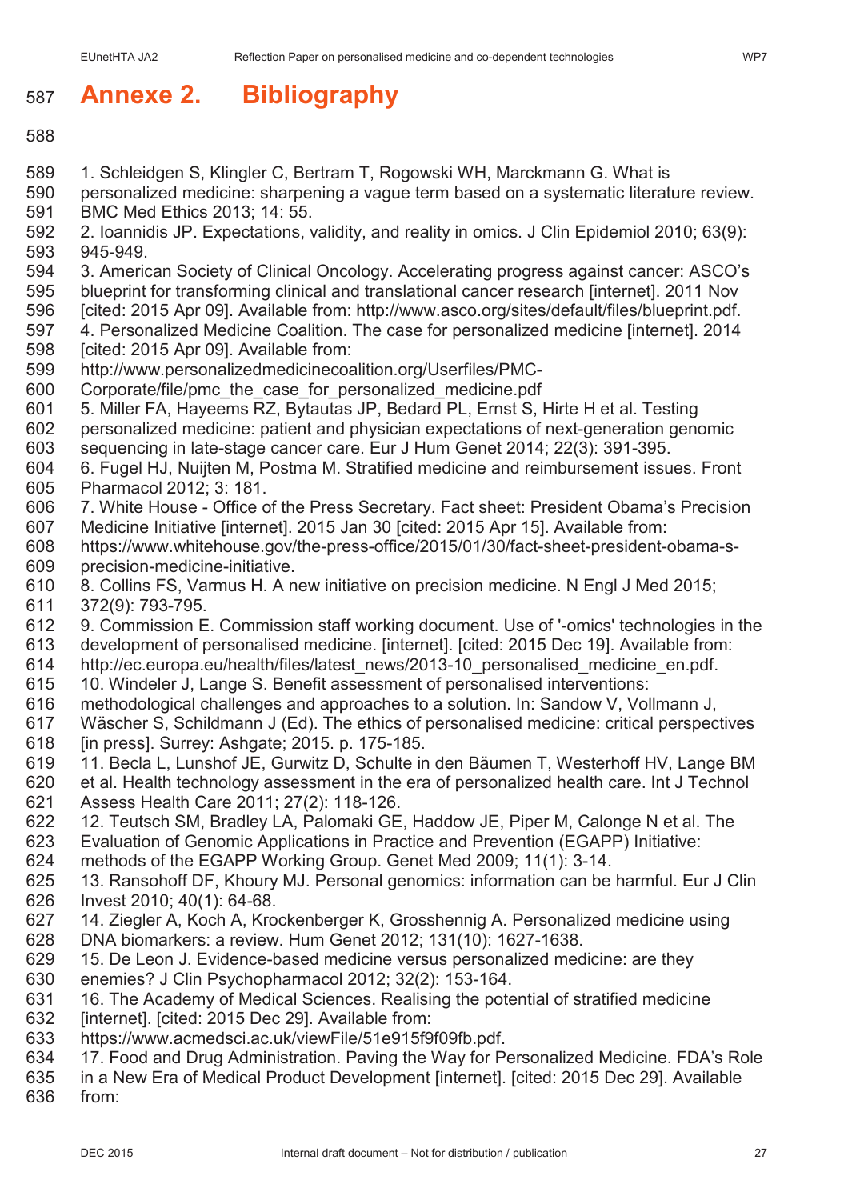# Annexe 2. Bibliography

1. Schleidgen S, Klingler C, Bertram T, Rogowski WH, Marckmann G. What is personalized medicine: sharpening a vague term based on a systematic literature review. BMC Med Ethics 2013; 14: 55.
2. Ioannidis JP. Expectations, validity, and reality in omics. J Clin Epidemiol 2010; 63(9): 945-949.
3. American Society of Clinical Oncology. Accelerating progress against cancer: ASCO's blueprint for transforming clinical and translational cancer research [internet]. 2011 Nov [cited: 2015 Apr 09]. Available from: http://www.asco.org/sites/default/files/blueprint.pdf.
4. Personalized Medicine Coalition. The case for personalized medicine [internet]. 2014 [cited: 2015 Apr 09]. Available from: http://www.personalizedmedicinecoalition.org/Userfiles/PMC-Corporate/file/pmc_the_case_for_personalized_medicine.pdf
5. Miller FA, Hayeems RZ, Bytautas JP, Bedard PL, Ernst S, Hirte H et al. Testing personalized medicine: patient and physician expectations of next-generation genomic sequencing in late-stage cancer care. Eur J Hum Genet 2014; 22(3): 391-395.
6. Fugel HJ, Nuijten M, Postma M. Stratified medicine and reimbursement issues. Front Pharmacol 2012; 3: 181.
7. White House - Office of the Press Secretary. Fact sheet: President Obama's Precision Medicine Initiative [internet]. 2015 Jan 30 [cited: 2015 Apr 15]. Available from: https://www.whitehouse.gov/the-press-office/2015/01/30/fact-sheet-president-obama-s-precision-medicine-initiative.
8. Collins FS, Varmus H. A new initiative on precision medicine. N Engl J Med 2015; 372(9): 793-795.
9. Commission E. Commission staff working document. Use of '-omics' technologies in the development of personalised medicine. [internet]. [cited: 2015 Dec 19]. Available from: http://ec.europa.eu/health/files/latest_news/2013-10_personalised_medicine_en.pdf.
10. Windeler J, Lange S. Benefit assessment of personalised interventions: methodological challenges and approaches to a solution. In: Sandow V, Vollmann J, Wäscher S, Schildmann J (Ed). The ethics of personalised medicine: critical perspectives [in press]. Surrey: Ashgate; 2015. p. 175-185.
11. Becla L, Lunshof JE, Gurwitz D, Schulte in den Bäumen T, Westerhoff HV, Lange BM et al. Health technology assessment in the era of personalized health care. Int J Technol Assess Health Care 2011; 27(2): 118-126.
12. Teutsch SM, Bradley LA, Palomaki GE, Haddow JE, Piper M, Calonge N et al. The Evaluation of Genomic Applications in Practice and Prevention (EGAPP) Initiative: methods of the EGAPP Working Group. Genet Med 2009; 11(1): 3-14.
13. Ransohoff DF, Khoury MJ. Personal genomics: information can be harmful. Eur J Clin Invest 2010; 40(1): 64-68.
14. Ziegler A, Koch A, Krockenberger K, Grosshennig A. Personalized medicine using DNA biomarkers: a review. Hum Genet 2012; 131(10): 1627-1638.
15. De Leon J. Evidence-based medicine versus personalized medicine: are they enemies? J Clin Psychopharmacol 2012; 32(2): 153-164.
16. The Academy of Medical Sciences. Realising the potential of stratified medicine [internet]. [cited: 2015 Dec 29]. Available from: https://www.acmedsci.ac.uk/viewFile/51e915f9f09fb.pdf.
17. Food and Drug Administration. Paving the Way for Personalized Medicine. FDA's Role in a New Era of Medical Product Development [internet]. [cited: 2015 Dec 29]. Available from: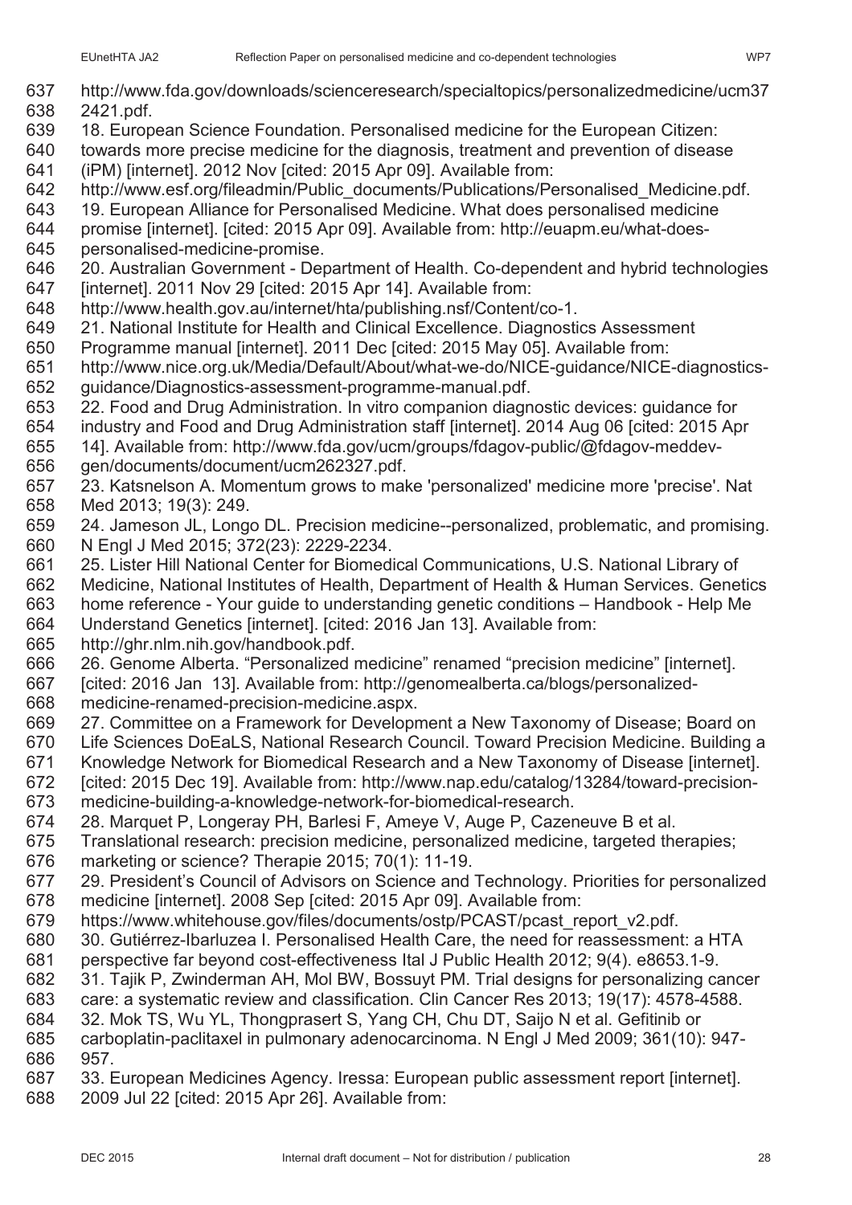http://www.fda.gov/downloads/scienceresearch/specialtopics/personalizedmedicine/ucm372421.pdf.

18. European Science Foundation. Personalised medicine for the European Citizen: towards more precise medicine for the diagnosis, treatment and prevention of disease (iPM) [internet]. 2012 Nov [cited: 2015 Apr 09]. Available from: http://www.esf.org/fileadmin/Public_documents/Publications/Personalised_Medicine.pdf.

19. European Alliance for Personalised Medicine. What does personalised medicine promise [internet]. [cited: 2015 Apr 09]. Available from: http://euapm.eu/what-does-personalised-medicine-promise.

20. Australian Government - Department of Health. Co-dependent and hybrid technologies [internet]. 2011 Nov 29 [cited: 2015 Apr 14]. Available from: http://www.health.gov.au/internet/hta/publishing.nsf/Content/co-1.

21. National Institute for Health and Clinical Excellence. Diagnostics Assessment Programme manual [internet]. 2011 Dec [cited: 2015 May 05]. Available from: http://www.nice.org.uk/Media/Default/About/what-we-do/NICE-guidance/NICE-diagnostics-guidance/Diagnostics-assessment-programme-manual.pdf.

22. Food and Drug Administration. In vitro companion diagnostic devices: guidance for industry and Food and Drug Administration staff [internet]. 2014 Aug 06 [cited: 2015 Apr 14]. Available from: http://www.fda.gov/ucm/groups/fdagov-public/@fdagov-meddev-gen/documents/document/ucm262327.pdf.

23. Katsnelson A. Momentum grows to make 'personalized' medicine more 'precise'. Nat Med 2013; 19(3): 249.

24. Jameson JL, Longo DL. Precision medicine--personalized, problematic, and promising. N Engl J Med 2015; 372(23): 2229-2234.

25. Lister Hill National Center for Biomedical Communications, U.S. National Library of Medicine, National Institutes of Health, Department of Health & Human Services. Genetics home reference - Your guide to understanding genetic conditions – Handbook - Help Me Understand Genetics [internet]. [cited: 2016 Jan 13]. Available from: http://ghr.nlm.nih.gov/handbook.pdf.

26. Genome Alberta. “Personalized medicine” renamed “precision medicine” [internet]. [cited: 2016 Jan 13]. Available from: http://genomealberta.ca/blogs/personalized-medicine-renamed-precision-medicine.aspx.

27. Committee on a Framework for Development a New Taxonomy of Disease; Board on Life Sciences DoEaLS, National Research Council. Toward Precision Medicine. Building a Knowledge Network for Biomedical Research and a New Taxonomy of Disease [internet]. [cited: 2015 Dec 19]. Available from: http://www.nap.edu/catalog/13284/toward-precision-medicine-building-a-knowledge-network-for-biomedical-research.

28. Marquet P, Longeray PH, Barlesi F, Ameye V, Auge P, Cazeneuve B et al. Translational research: precision medicine, personalized medicine, targeted therapies; marketing or science? Therapie 2015; 70(1): 11-19.

29. President’s Council of Advisors on Science and Technology. Priorities for personalized medicine [internet]. 2008 Sep [cited: 2015 Apr 09]. Available from: https://www.whitehouse.gov/files/documents/ostp/PCAST/pcast_report_v2.pdf.

30. Gutiérrez-Ibarluzea I. Personalised Health Care, the need for reassessment: a HTA perspective far beyond cost-effectiveness Ital J Public Health 2012; 9(4). e8653.1-9.

31. Tajik P, Zwinderman AH, Mol BW, Bossuyt PM. Trial designs for personalizing cancer care: a systematic review and classification. Clin Cancer Res 2013; 19(17): 4578-4588.

32. Mok TS, Wu YL, Thongprasert S, Yang CH, Chu DT, Saijo N et al. Gefitinib or carboplatin-paclitaxel in pulmonary adenocarcinoma. N Engl J Med 2009; 361(10): 947-957.

33. European Medicines Agency. Iressa: European public assessment report [internet]. 2009 Jul 22 [cited: 2015 Apr 26]. Available from: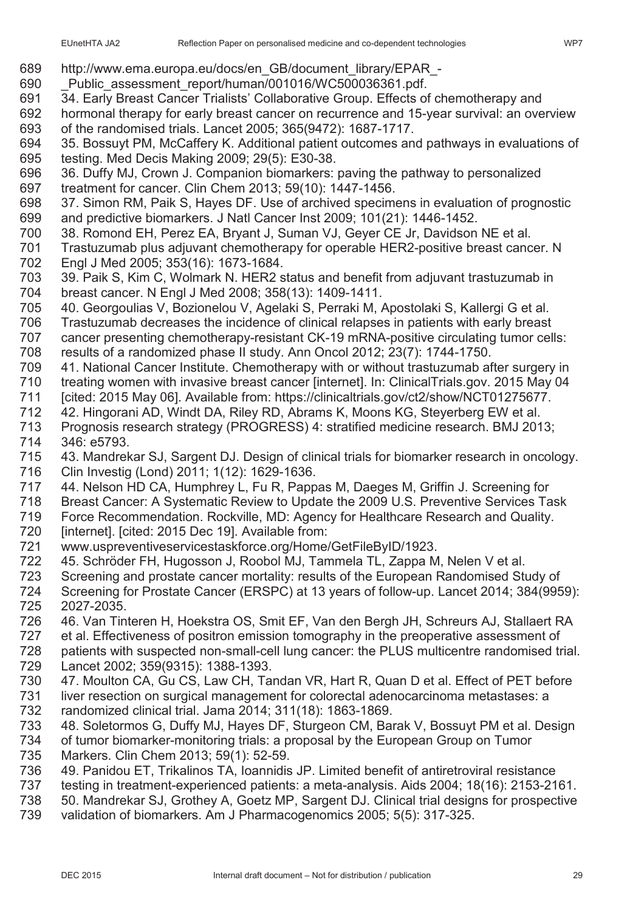http://www.ema.europa.eu/docs/en_GB/document_library/EPAR_-_Public_assessment_report/human/001016/WC500036361.pdf.

34. Early Breast Cancer Trialists' Collaborative Group. Effects of chemotherapy and hormonal therapy for early breast cancer on recurrence and 15-year survival: an overview of the randomised trials. Lancet 2005; 365(9472): 1687-1717.

35. Bossuyt PM, McCaffery K. Additional patient outcomes and pathways in evaluations of testing. Med Decis Making 2009; 29(5): E30-38.

36. Duffy MJ, Crown J. Companion biomarkers: paving the pathway to personalized treatment for cancer. Clin Chem 2013; 59(10): 1447-1456.

37. Simon RM, Paik S, Hayes DF. Use of archived specimens in evaluation of prognostic and predictive biomarkers. J Natl Cancer Inst 2009; 101(21): 1446-1452.

38. Romond EH, Perez EA, Bryant J, Suman VJ, Geyer CE Jr, Davidson NE et al. Trastuzumab plus adjuvant chemotherapy for operable HER2-positive breast cancer. N Engl J Med 2005; 353(16): 1673-1684.

39. Paik S, Kim C, Wolmark N. HER2 status and benefit from adjuvant trastuzumab in breast cancer. N Engl J Med 2008; 358(13): 1409-1411.

40. Georgoulias V, Bozionelou V, Agelaki S, Perraki M, Apostolaki S, Kallergi G et al. Trastuzumab decreases the incidence of clinical relapses in patients with early breast cancer presenting chemotherapy-resistant CK-19 mRNA-positive circulating tumor cells: results of a randomized phase II study. Ann Oncol 2012; 23(7): 1744-1750.

41. National Cancer Institute. Chemotherapy with or without trastuzumab after surgery in treating women with invasive breast cancer [internet]. In: ClinicalTrials.gov. 2015 May 04 [cited: 2015 May 06]. Available from: https://clinicaltrials.gov/ct2/show/NCT01275677.

42. Hingorani AD, Windt DA, Riley RD, Abrams K, Moons KG, Steyerberg EW et al. Prognosis research strategy (PROGRESS) 4: stratified medicine research. BMJ 2013; 346: e5793.

43. Mandrekar SJ, Sargent DJ. Design of clinical trials for biomarker research in oncology. Clin Investig (Lond) 2011; 1(12): 1629-1636.

44. Nelson HD CA, Humphrey L, Fu R, Pappas M, Daeges M, Griffin J. Screening for Breast Cancer: A Systematic Review to Update the 2009 U.S. Preventive Services Task Force Recommendation. Rockville, MD: Agency for Healthcare Research and Quality. [internet]. [cited: 2015 Dec 19]. Available from: www.uspreventiveservicestaskforce.org/Home/GetFileByID/1923.

45. Schröder FH, Hugosson J, Roobol MJ, Tammela TL, Zappa M, Nelen V et al. Screening and prostate cancer mortality: results of the European Randomised Study of Screening for Prostate Cancer (ERSPC) at 13 years of follow-up. Lancet 2014; 384(9959): 2027-2035.

46. Van Tinteren H, Hoekstra OS, Smit EF, Van den Bergh JH, Schreurs AJ, Stallaert RA et al. Effectiveness of positron emission tomography in the preoperative assessment of patients with suspected non-small-cell lung cancer: the PLUS multicentre randomised trial. Lancet 2002; 359(9315): 1388-1393.

47. Moulton CA, Gu CS, Law CH, Tandan VR, Hart R, Quan D et al. Effect of PET before liver resection on surgical management for colorectal adenocarcinoma metastases: a randomized clinical trial. Jama 2014; 311(18): 1863-1869.

48. Soletormos G, Duffy MJ, Hayes DF, Sturgeon CM, Barak V, Bossuyt PM et al. Design of tumor biomarker-monitoring trials: a proposal by the European Group on Tumor Markers. Clin Chem 2013; 59(1): 52-59.

49. Panidou ET, Trikalinos TA, Ioannidis JP. Limited benefit of antiretroviral resistance testing in treatment-experienced patients: a meta-analysis. Aids 2004; 18(16): 2153-2161.

50. Mandrekar SJ, Grothey A, Goetz MP, Sargent DJ. Clinical trial designs for prospective validation of biomarkers. Am J Pharmacogenomics 2005; 5(5): 317-325.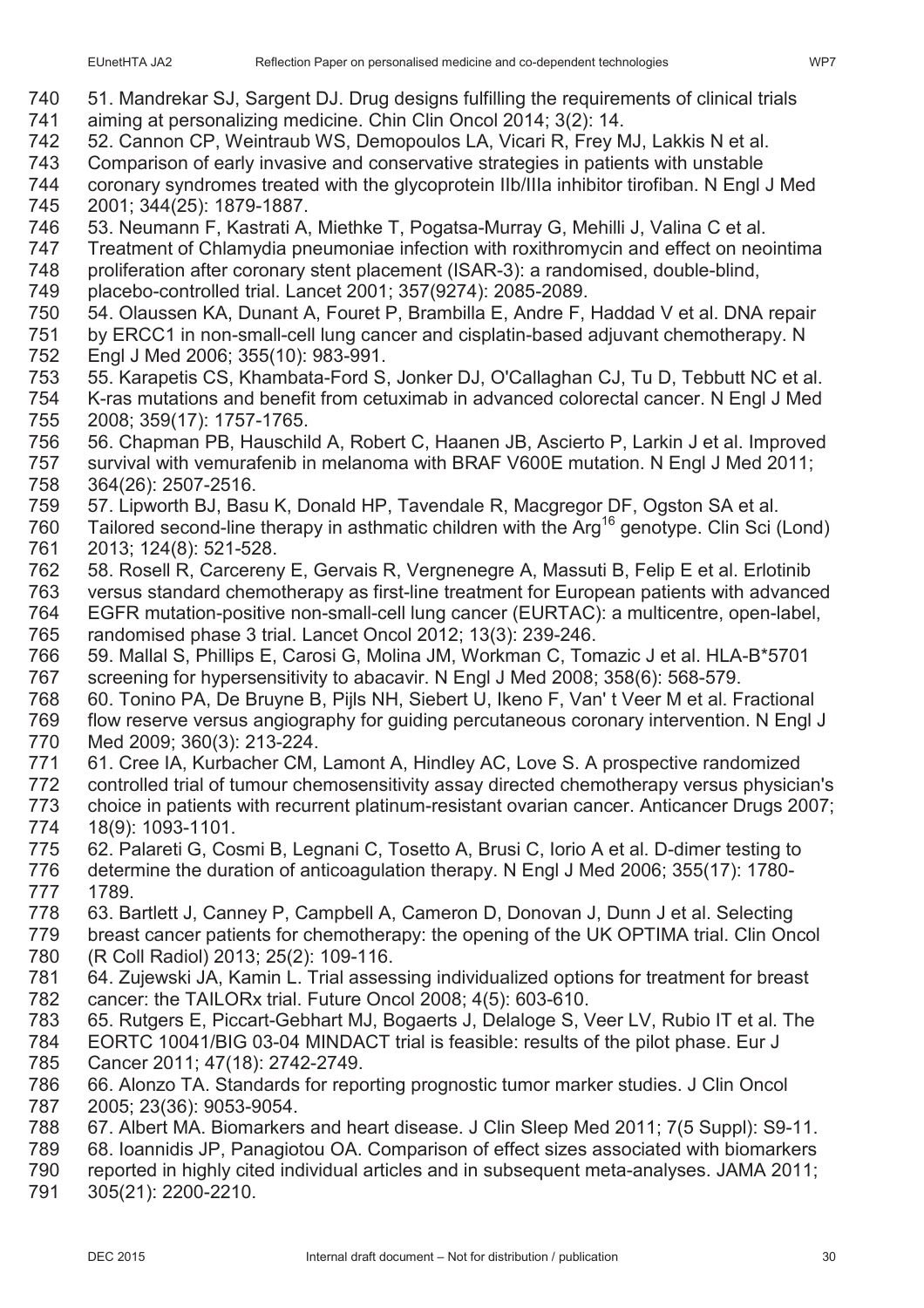51. Mandrekar SJ, Sargent DJ. Drug designs fulfilling the requirements of clinical trials aiming at personalizing medicine. Chin Clin Oncol 2014; 3(2): 14.

52. Cannon CP, Weintraub WS, Demopoulos LA, Vicari R, Frey MJ, Lakkis N et al. Comparison of early invasive and conservative strategies in patients with unstable coronary syndromes treated with the glycoprotein IIb/IIIa inhibitor tirofiban. N Engl J Med 2001; 344(25): 1879-1887.

53. Neumann F, Kastrati A, Miethke T, Pogatsa-Murray G, Mehilli J, Valina C et al. Treatment of Chlamydia pneumoniae infection with roxithromycin and effect on neointima proliferation after coronary stent placement (ISAR-3): a randomised, double-blind, placebo-controlled trial. Lancet 2001; 357(9274): 2085-2089.

54. Olaussen KA, Dunant A, Fouret P, Brambilla E, Andre F, Haddad V et al. DNA repair by ERCC1 in non-small-cell lung cancer and cisplatin-based adjuvant chemotherapy. N Engl J Med 2006; 355(10): 983-991.

55. Karapetis CS, Khambata-Ford S, Jonker DJ, O'Callaghan CJ, Tu D, Tebbutt NC et al. K-ras mutations and benefit from cetuximab in advanced colorectal cancer. N Engl J Med 2008; 359(17): 1757-1765.

56. Chapman PB, Hauschild A, Robert C, Haanen JB, Ascierto P, Larkin J et al. Improved survival with vemurafenib in melanoma with BRAF V600E mutation. N Engl J Med 2011; 364(26): 2507-2516.

57. Lipworth BJ, Basu K, Donald HP, Tavendale R, Macgregor DF, Ogston SA et al. Tailored second-line therapy in asthmatic children with the $Arg^{16}$ genotype. Clin Sci (Lond) 2013; 124(8): 521-528.

58. Rosell R, Carcereny E, Gervais R, Vergnenegre A, Massuti B, Felip E et al. Erlotinib versus standard chemotherapy as first-line treatment for European patients with advanced EGFR mutation-positive non-small-cell lung cancer (EURTAC): a multicentre, open-label, randomised phase 3 trial. Lancet Oncol 2012; 13(3): 239-246.

59. Mallal S, Phillips E, Carosi G, Molina JM, Workman C, Tomazic J et al. HLA-B*5701 screening for hypersensitivity to abacavir. N Engl J Med 2008; 358(6): 568-579.

60. Tonino PA, De Bruyne B, Pijls NH, Siebert U, Ikeno F, Van' t Veer M et al. Fractional flow reserve versus angiography for guiding percutaneous coronary intervention. N Engl J Med 2009; 360(3): 213-224.

61. Cree IA, Kurbacher CM, Lamont A, Hindley AC, Love S. A prospective randomized controlled trial of tumour chemosensitivity assay directed chemotherapy versus physician's choice in patients with recurrent platinum-resistant ovarian cancer. Anticancer Drugs 2007; 18(9): 1093-1101.

62. Palareti G, Cosmi B, Legnani C, Tosetto A, Brusi C, Iorio A et al. D-dimer testing to determine the duration of anticoagulation therapy. N Engl J Med 2006; 355(17): 1780-1789.

63. Bartlett J, Canney P, Campbell A, Cameron D, Donovan J, Dunn J et al. Selecting breast cancer patients for chemotherapy: the opening of the UK OPTIMA trial. Clin Oncol (R Coll Radiol) 2013; 25(2): 109-116.

64. Zujewski JA, Kamin L. Trial assessing individualized options for treatment for breast cancer: the TAILORx trial. Future Oncol 2008; 4(5): 603-610.

65. Rutgers E, Piccart-Gebhart MJ, Bogaerts J, Delaloge S, Veer LV, Rubio IT et al. The EORTC 10041/BIG 03-04 MINDACT trial is feasible: results of the pilot phase. Eur J Cancer 2011; 47(18): 2742-2749.

66. Alonzo TA. Standards for reporting prognostic tumor marker studies. J Clin Oncol 2005; 23(36): 9053-9054.

67. Albert MA. Biomarkers and heart disease. J Clin Sleep Med 2011; 7(5 Suppl): S9-11.

68. Ioannidis JP, Panagiotou OA. Comparison of effect sizes associated with biomarkers reported in highly cited individual articles and in subsequent meta-analyses. JAMA 2011; 305(21): 2200-2210.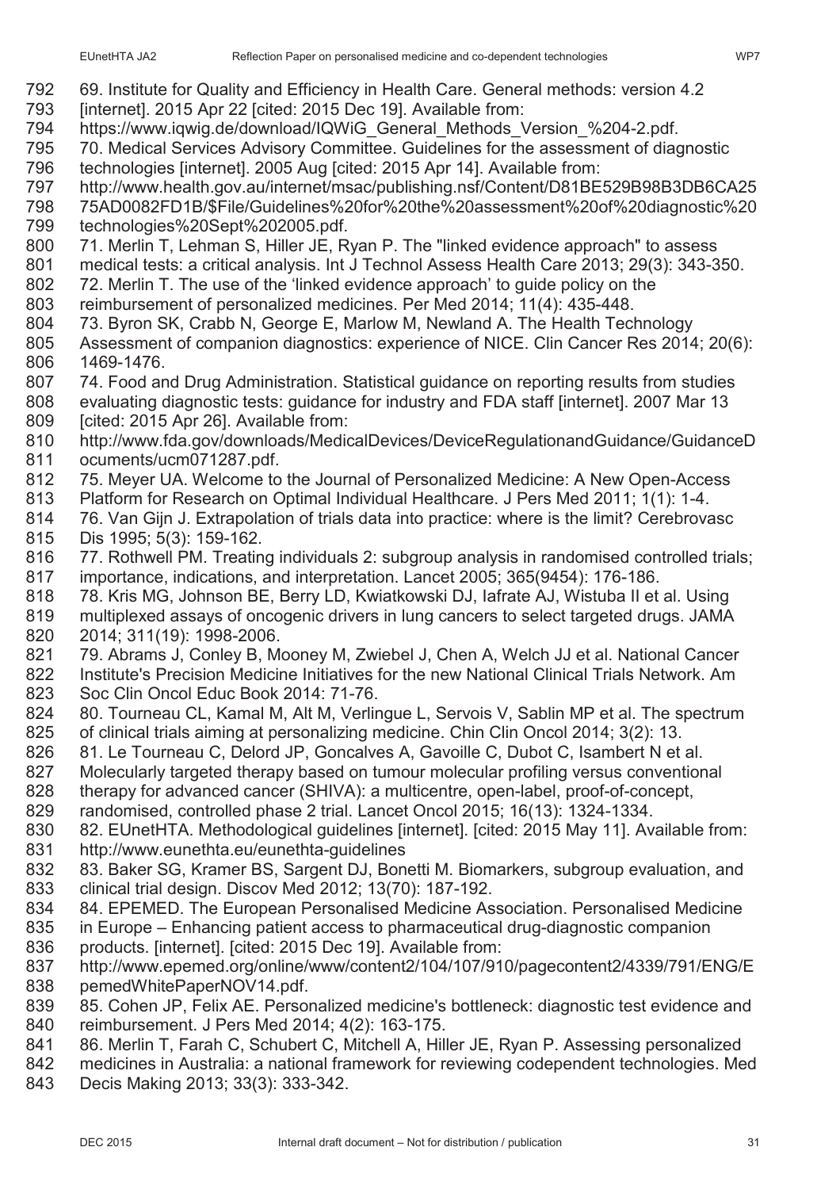69. Institute for Quality and Efficiency in Health Care. General methods: version 4.2 [internet]. 2015 Apr 22 [cited: 2015 Dec 19]. Available from: https://www.iqwig.de/download/IQWiG_General_Methods_Version_%204-2.pdf.

70. Medical Services Advisory Committee. Guidelines for the assessment of diagnostic technologies [internet]. 2005 Aug [cited: 2015 Apr 14]. Available from: http://www.health.gov.au/internet/msac/publishing.nsf/Content/D81BE529B98B3DB6CA2575AD0082FD1B/$File/Guidelines%20for%20the%20assessment%20of%20diagnostic%20technologies%20Sept%202005.pdf.

71. Merlin T, Lehman S, Hiller JE, Ryan P. The "linked evidence approach" to assess medical tests: a critical analysis. Int J Technol Assess Health Care 2013; 29(3): 343-350.

72. Merlin T. The use of the 'linked evidence approach' to guide policy on the reimbursement of personalized medicines. Per Med 2014; 11(4): 435-448.

73. Byron SK, Crabb N, George E, Marlow M, Newland A. The Health Technology Assessment of companion diagnostics: experience of NICE. Clin Cancer Res 2014; 20(6): 1469-1476.

74. Food and Drug Administration. Statistical guidance on reporting results from studies evaluating diagnostic tests: guidance for industry and FDA staff [internet]. 2007 Mar 13 [cited: 2015 Apr 26]. Available from: http://www.fda.gov/downloads/MedicalDevices/DeviceRegulationandGuidance/GuidanceDocuments/ucm071287.pdf.

75. Meyer UA. Welcome to the Journal of Personalized Medicine: A New Open-Access Platform for Research on Optimal Individual Healthcare. J Pers Med 2011; 1(1): 1-4.

76. Van Gijn J. Extrapolation of trials data into practice: where is the limit? Cerebrovasc Dis 1995; 5(3): 159-162.

77. Rothwell PM. Treating individuals 2: subgroup analysis in randomised controlled trials; importance, indications, and interpretation. Lancet 2005; 365(9454): 176-186.

78. Kris MG, Johnson BE, Berry LD, Kwiatkowski DJ, Iafrate AJ, Wistuba II et al. Using multiplexed assays of oncogenic drivers in lung cancers to select targeted drugs. JAMA 2014; 311(19): 1998-2006.

79. Abrams J, Conley B, Mooney M, Zwiebel J, Chen A, Welch JJ et al. National Cancer Institute's Precision Medicine Initiatives for the new National Clinical Trials Network. Am Soc Clin Oncol Educ Book 2014: 71-76.

80. Tourneau CL, Kamal M, Alt M, Verlingue L, Servois V, Sablin MP et al. The spectrum of clinical trials aiming at personalizing medicine. Chin Clin Oncol 2014; 3(2): 13.

81. Le Tourneau C, Delord JP, Goncalves A, Gavoille C, Dubot C, Isambert N et al. Molecularly targeted therapy based on tumour molecular profiling versus conventional therapy for advanced cancer (SHIVA): a multicentre, open-label, proof-of-concept, randomised, controlled phase 2 trial. Lancet Oncol 2015; 16(13): 1324-1334.

82. EUnetHTA. Methodological guidelines [internet]. [cited: 2015 May 11]. Available from: http://www.eunethta.eu/eunethta-guidelines

83. Baker SG, Kramer BS, Sargent DJ, Bonetti M. Biomarkers, subgroup evaluation, and clinical trial design. Discov Med 2012; 13(70): 187-192.

84. EPEMED. The European Personalised Medicine Association. Personalised Medicine in Europe – Enhancing patient access to pharmaceutical drug-diagnostic companion products. [internet]. [cited: 2015 Dec 19]. Available from: http://www.epemed.org/online/www/content2/104/107/910/pagecontent2/4339/791/ENG/EpemedWhitePaperNOV14.pdf.

85. Cohen JP, Felix AE. Personalized medicine's bottleneck: diagnostic test evidence and reimbursement. J Pers Med 2014; 4(2): 163-175.

86. Merlin T, Farah C, Schubert C, Mitchell A, Hiller JE, Ryan P. Assessing personalized medicines in Australia: a national framework for reviewing codependent technologies. Med Decis Making 2013; 33(3): 333-342.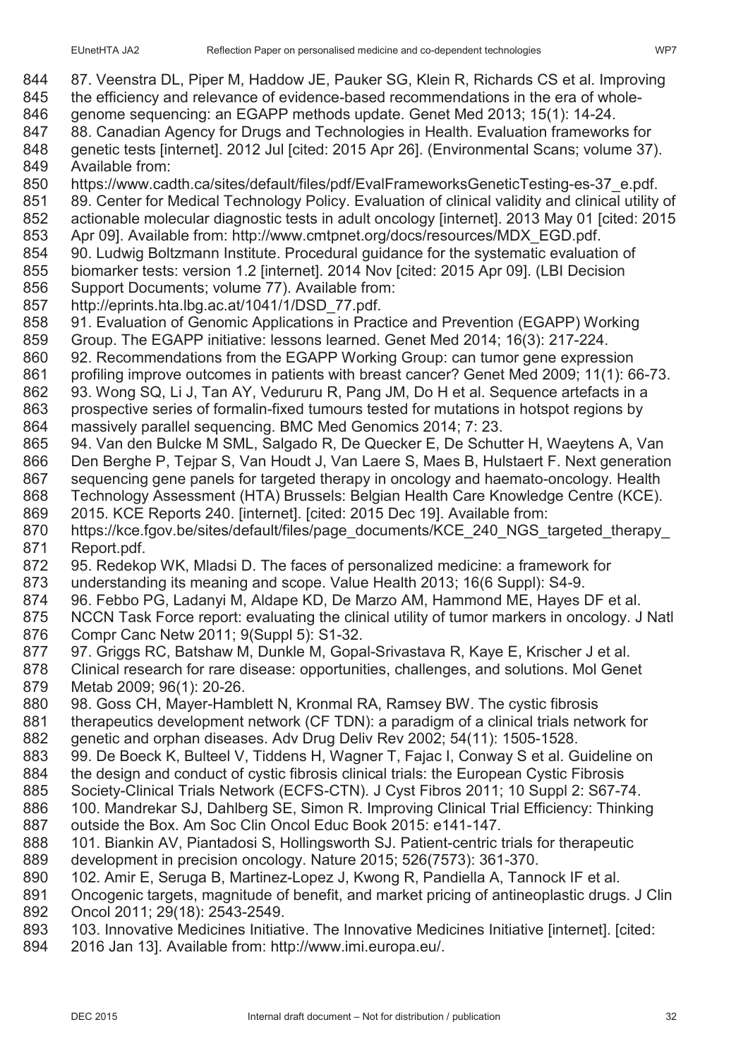87. Veenstra DL, Piper M, Haddow JE, Pauker SG, Klein R, Richards CS et al. Improving the efficiency and relevance of evidence-based recommendations in the era of whole-genome sequencing: an EGAPP methods update. Genet Med 2013; 15(1): 14-24.

88. Canadian Agency for Drugs and Technologies in Health. Evaluation frameworks for genetic tests [internet]. 2012 Jul [cited: 2015 Apr 26]. (Environmental Scans; volume 37). Available from: https://www.cadth.ca/sites/default/files/pdf/EvalFrameworksGeneticTesting-es-37_e.pdf.

89. Center for Medical Technology Policy. Evaluation of clinical validity and clinical utility of actionable molecular diagnostic tests in adult oncology [internet]. 2013 May 01 [cited: 2015 Apr 09]. Available from: http://www.cmtpnet.org/docs/resources/MDX_EGD.pdf.

90. Ludwig Boltzmann Institute. Procedural guidance for the systematic evaluation of biomarker tests: version 1.2 [internet]. 2014 Nov [cited: 2015 Apr 09]. (LBI Decision Support Documents; volume 77). Available from: http://eprints.hta.lbg.ac.at/1041/1/DSD_77.pdf.

91. Evaluation of Genomic Applications in Practice and Prevention (EGAPP) Working Group. The EGAPP initiative: lessons learned. Genet Med 2014; 16(3): 217-224.

92. Recommendations from the EGAPP Working Group: can tumor gene expression profiling improve outcomes in patients with breast cancer? Genet Med 2009; 11(1): 66-73.

93. Wong SQ, Li J, Tan AY, Vedururu R, Pang JM, Do H et al. Sequence artefacts in a prospective series of formalin-fixed tumours tested for mutations in hotspot regions by massively parallel sequencing. BMC Med Genomics 2014; 7: 23.

94. Van den Bulcke M SML, Salgado R, De Quecker E, De Schutter H, Waeytens A, Van Den Berghe P, Tejpar S, Van Houdt J, Van Laere S, Maes B, Hulstaert F. Next generation sequencing gene panels for targeted therapy in oncology and haemato-oncology. Health Technology Assessment (HTA) Brussels: Belgian Health Care Knowledge Centre (KCE). 2015. KCE Reports 240. [internet]. [cited: 2015 Dec 19]. Available from: https://kce.fgov.be/sites/default/files/page_documents/KCE_240_NGS_targeted_therapy_Report.pdf.

95. Redekop WK, Mladsi D. The faces of personalized medicine: a framework for understanding its meaning and scope. Value Health 2013; 16(6 Suppl): S4-9.

96. Febbo PG, Ladanyi M, Aldape KD, De Marzo AM, Hammond ME, Hayes DF et al. NCCN Task Force report: evaluating the clinical utility of tumor markers in oncology. J Natl Compr Canc Netw 2011; 9(Suppl 5): S1-32.

97. Griggs RC, Batshaw M, Dunkle M, Gopal-Srivastava R, Kaye E, Krischer J et al. Clinical research for rare disease: opportunities, challenges, and solutions. Mol Genet Metab 2009; 96(1): 20-26.

98. Goss CH, Mayer-Hamblett N, Kronmal RA, Ramsey BW. The cystic fibrosis therapeutics development network (CF TDN): a paradigm of a clinical trials network for genetic and orphan diseases. Adv Drug Deliv Rev 2002; 54(11): 1505-1528.

99. De Boeck K, Bulteel V, Tiddens H, Wagner T, Fajac I, Conway S et al. Guideline on the design and conduct of cystic fibrosis clinical trials: the European Cystic Fibrosis Society-Clinical Trials Network (ECFS-CTN). J Cyst Fibros 2011; 10 Suppl 2: S67-74.

100. Mandrekar SJ, Dahlberg SE, Simon R. Improving Clinical Trial Efficiency: Thinking outside the Box. Am Soc Clin Oncol Educ Book 2015: e141-147.

101. Biankin AV, Piantadosi S, Hollingsworth SJ. Patient-centric trials for therapeutic development in precision oncology. Nature 2015; 526(7573): 361-370.

102. Amir E, Seruga B, Martinez-Lopez J, Kwong R, Pandiella A, Tannock IF et al. Oncogenic targets, magnitude of benefit, and market pricing of antineoplastic drugs. J Clin Oncol 2011; 29(18): 2543-2549.

103. Innovative Medicines Initiative. The Innovative Medicines Initiative [internet]. [cited: 2016 Jan 13]. Available from: http://www.imi.europa.eu/.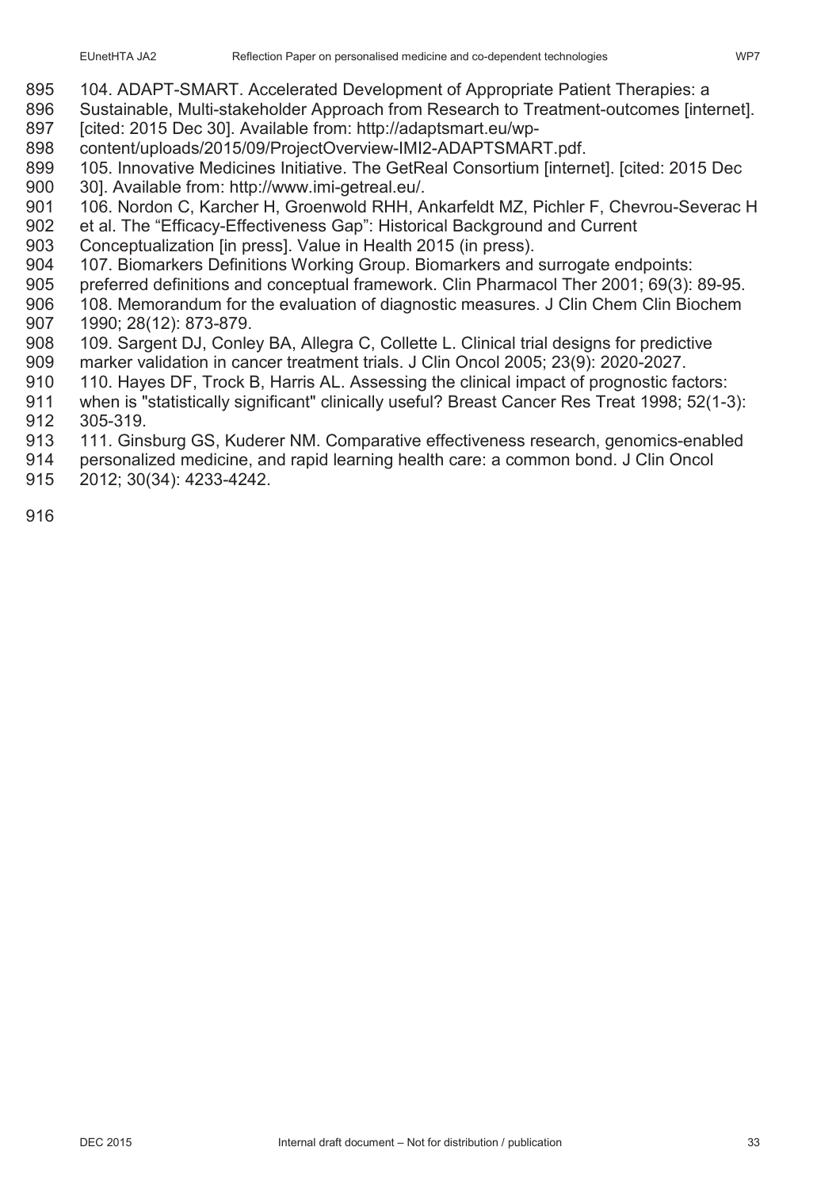104. ADAPT-SMART. Accelerated Development of Appropriate Patient Therapies: a Sustainable, Multi-stakeholder Approach from Research to Treatment-outcomes [internet]. [cited: 2015 Dec 30]. Available from: http://adaptsmart.eu/wp-content/uploads/2015/09/ProjectOverview-IMI2-ADAPTSMART.pdf.

105. Innovative Medicines Initiative. The GetReal Consortium [internet]. [cited: 2015 Dec 30]. Available from: http://www.imi-getreal.eu/.

106. Nordon C, Karcher H, Groenwold RHH, Ankarfeldt MZ, Pichler F, Chevrou-Severac H et al. The "Efficacy-Effectiveness Gap": Historical Background and Current Conceptualization [in press]. Value in Health 2015 (in press).

107. Biomarkers Definitions Working Group. Biomarkers and surrogate endpoints: preferred definitions and conceptual framework. Clin Pharmacol Ther 2001; 69(3): 89-95.

108. Memorandum for the evaluation of diagnostic measures. J Clin Chem Clin Biochem 1990; 28(12): 873-879.

109. Sargent DJ, Conley BA, Allegra C, Collette L. Clinical trial designs for predictive marker validation in cancer treatment trials. J Clin Oncol 2005; 23(9): 2020-2027.

110. Hayes DF, Trock B, Harris AL. Assessing the clinical impact of prognostic factors: when is "statistically significant" clinically useful? Breast Cancer Res Treat 1998; 52(1-3): 305-319.

111. Ginsburg GS, Kuderer NM. Comparative effectiveness research, genomics-enabled personalized medicine, and rapid learning health care: a common bond. J Clin Oncol 2012; 30(34): 4233-4242.